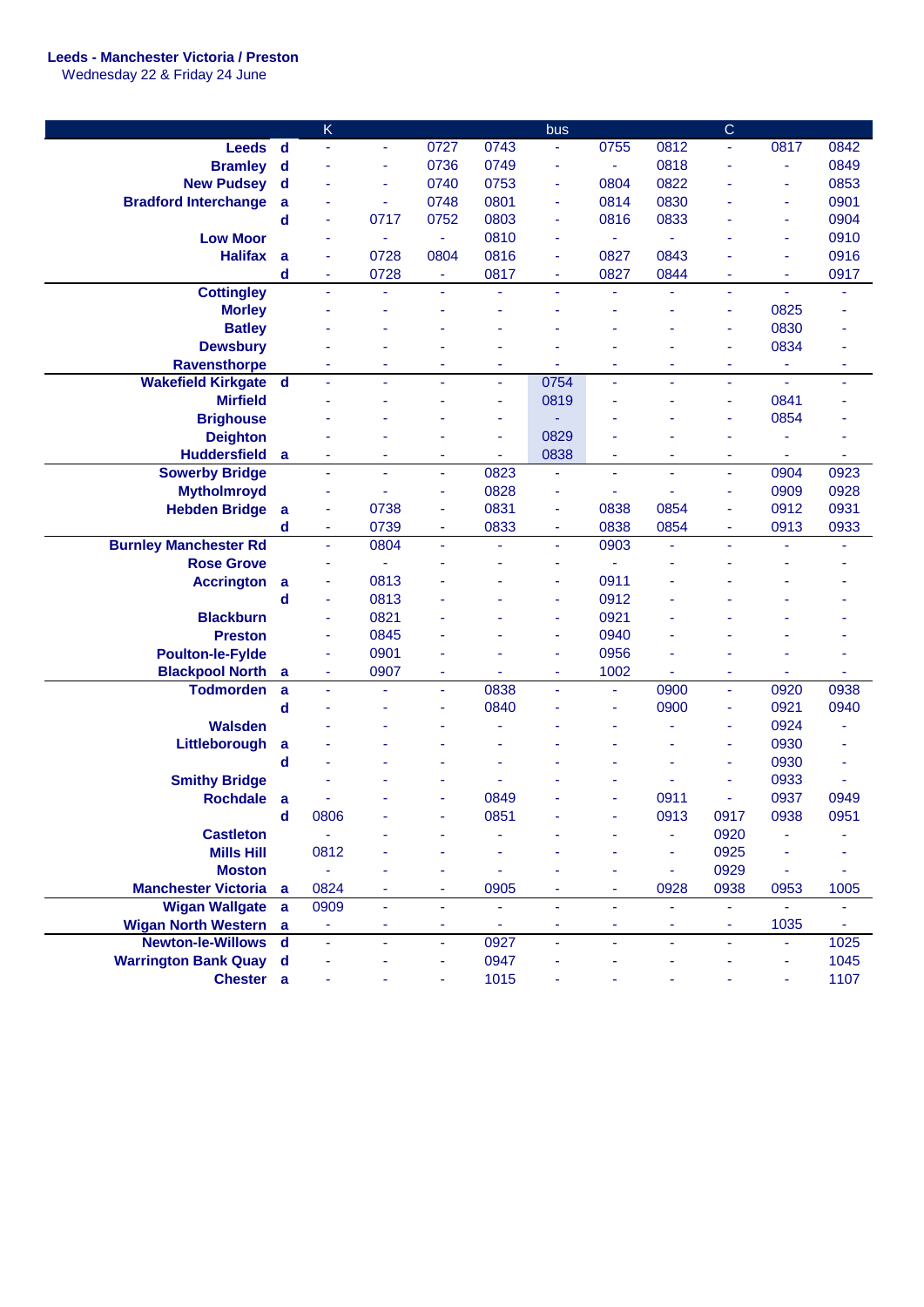**Leeds - Manchester Victoria / Preston**
Wednesday 22 & Friday 24 June

| | | K | | | | bus | | | C | | |
|---|---|---|---|---|---|---|---|---|---|---|---|
| **Leeds** | **d** | - | - | 0727 | 0743 | - | 0755 | 0812 | - | 0817 | 0842 |
| **Bramley** | **d** | - | - | 0736 | 0749 | - | - | 0818 | - | - | 0849 |
| **New Pudsey** | **d** | - | - | 0740 | 0753 | - | 0804 | 0822 | - | - | 0853 |
| **Bradford Interchange** | **a** | - | - | 0748 | 0801 | - | 0814 | 0830 | - | - | 0901 |
| | **d** | - | 0717 | 0752 | 0803 | - | 0816 | 0833 | - | - | 0904 |
| **Low Moor** | | - | - | - | 0810 | - | - | - | - | - | 0910 |
| **Halifax** | **a** | - | 0728 | 0804 | 0816 | - | 0827 | 0843 | - | - | 0916 |
| | **d** | - | 0728 | - | 0817 | - | 0827 | 0844 | - | - | 0917 |
| **Cottingley** | | - | - | - | - | - | - | - | - | - | - |
| **Morley** | | - | - | - | - | - | - | - | - | 0825 | - |
| **Batley** | | - | - | - | - | - | - | - | - | 0830 | - |
| **Dewsbury** | | - | - | - | - | - | - | - | - | 0834 | - |
| **Ravensthorpe** | | - | - | - | - | - | - | - | - | - | - |
| **Wakefield Kirkgate** | **d** | - | - | - | - | 0754 | - | - | - | - | - |
| **Mirfield** | | - | - | - | - | 0819 | - | - | - | 0841 | - |
| **Brighouse** | | - | - | - | - | - | - | - | - | 0854 | - |
| **Deighton** | | - | - | - | - | 0829 | - | - | - | - | - |
| **Huddersfield** | **a** | - | - | - | - | 0838 | - | - | - | - | - |
| **Sowerby Bridge** | | - | - | - | 0823 | - | - | - | - | 0904 | 0923 |
| **Mytholmroyd** | | - | - | - | 0828 | - | - | - | - | 0909 | 0928 |
| **Hebden Bridge** | **a** | - | 0738 | - | 0831 | - | 0838 | 0854 | - | 0912 | 0931 |
| | **d** | - | 0739 | - | 0833 | - | 0838 | 0854 | - | 0913 | 0933 |
| **Burnley Manchester Rd** | | - | 0804 | - | - | - | 0903 | - | - | - | - |
| **Rose Grove** | | - | - | - | - | - | - | - | - | - | - |
| **Accrington** | **a** | - | 0813 | - | - | - | 0911 | - | - | - | - |
| | **d** | - | 0813 | - | - | - | 0912 | - | - | - | - |
| **Blackburn** | | - | 0821 | - | - | - | 0921 | - | - | - | - |
| **Preston** | | - | 0845 | - | - | - | 0940 | - | - | - | - |
| **Poulton-le-Fylde** | | - | 0901 | - | - | - | 0956 | - | - | - | - |
| **Blackpool North** | **a** | - | 0907 | - | - | - | 1002 | - | - | - | - |
| **Todmorden** | **a** | - | - | - | 0838 | - | - | 0900 | - | 0920 | 0938 |
| | **d** | - | - | - | 0840 | - | - | 0900 | - | 0921 | 0940 |
| **Walsden** | | - | - | - | - | - | - | - | - | 0924 | - |
| **Littleborough** | **a** | - | - | - | - | - | - | - | - | 0930 | - |
| | **d** | - | - | - | - | - | - | - | - | 0930 | - |
| **Smithy Bridge** | | - | - | - | - | - | - | - | - | 0933 | - |
| **Rochdale** | **a** | - | - | - | 0849 | - | - | 0911 | - | 0937 | 0949 |
| | **d** | 0806 | - | - | 0851 | - | - | 0913 | 0917 | 0938 | 0951 |
| **Castleton** | | - | - | - | - | - | - | - | 0920 | - | - |
| **Mills Hill** | | 0812 | - | - | - | - | - | - | 0925 | - | - |
| **Moston** | | - | - | - | - | - | - | - | 0929 | - | - |
| **Manchester Victoria** | **a** | 0824 | - | - | 0905 | - | - | 0928 | 0938 | 0953 | 1005 |
| **Wigan Wallgate** | **a** | 0909 | - | - | - | - | - | - | - | - | - |
| **Wigan North Western** | **a** | - | - | - | - | - | - | - | - | 1035 | - |
| **Newton-le-Willows** | **d** | - | - | - | 0927 | - | - | - | - | - | 1025 |
| **Warrington Bank Quay** | **d** | - | - | - | 0947 | - | - | - | - | - | 1045 |
| **Chester** | **a** | - | - | - | 1015 | - | - | - | - | - | 1107 |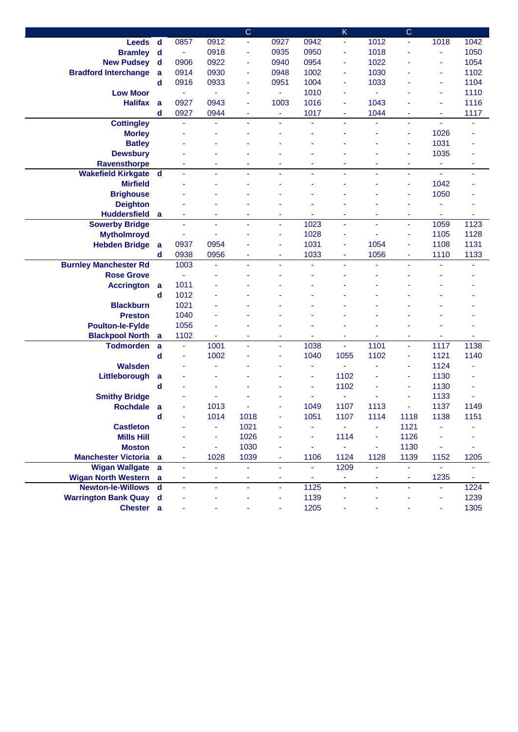| | | | | C | | | K | | C | | |
|---|---|---|---|---|---|---|---|---|---|---|---|
| **Leeds** | **d** | 0857 | 0912 | - | 0927 | 0942 | - | 1012 | - | 1018 | 1042 |
| **Bramley** | **d** | - | 0918 | - | 0935 | 0950 | - | 1018 | - | - | 1050 |
| **New Pudsey** | **d** | 0906 | 0922 | - | 0940 | 0954 | - | 1022 | - | - | 1054 |
| **Bradford Interchange** | **a** | 0914 | 0930 | - | 0948 | 1002 | - | 1030 | - | - | 1102 |
| | **d** | 0916 | 0933 | - | 0951 | 1004 | - | 1033 | - | - | 1104 |
| **Low Moor** | | - | - | - | - | 1010 | - | - | - | - | 1110 |
| **Halifax** | **a** | 0927 | 0943 | - | 1003 | 1016 | - | 1043 | - | - | 1116 |
| | **d** | 0927 | 0944 | - | - | 1017 | - | 1044 | - | - | 1117 |
| **Cottingley** | | - | - | - | - | - | - | - | - | - | - |
| **Morley** | | - | - | - | - | - | - | - | - | 1026 | - |
| **Batley** | | - | - | - | - | - | - | - | - | 1031 | - |
| **Dewsbury** | | - | - | - | - | - | - | - | - | 1035 | - |
| **Ravensthorpe** | | - | - | - | - | - | - | - | - | - | - |
| **Wakefield Kirkgate** | **d** | - | - | - | - | - | - | - | - | - | - |
| **Mirfield** | | - | - | - | - | - | - | - | - | 1042 | - |
| **Brighouse** | | - | - | - | - | - | - | - | - | 1050 | - |
| **Deighton** | | - | - | - | - | - | - | - | - | - | - |
| **Huddersfield** | **a** | - | - | - | - | - | - | - | - | - | - |
| **Sowerby Bridge** | | - | - | - | - | 1023 | - | - | - | 1059 | 1123 |
| **Mytholmroyd** | | - | - | - | - | 1028 | - | - | - | 1105 | 1128 |
| **Hebden Bridge** | **a** | 0937 | 0954 | - | - | 1031 | - | 1054 | - | 1108 | 1131 |
| | **d** | 0938 | 0956 | - | - | 1033 | - | 1056 | - | 1110 | 1133 |
| **Burnley Manchester Rd** | | 1003 | - | - | - | - | - | - | - | - | - |
| **Rose Grove** | | - | - | - | - | - | - | - | - | - | - |
| **Accrington** | **a** | 1011 | - | - | - | - | - | - | - | - | - |
| | **d** | 1012 | - | - | - | - | - | - | - | - | - |
| **Blackburn** | | 1021 | - | - | - | - | - | - | - | - | - |
| **Preston** | | 1040 | - | - | - | - | - | - | - | - | - |
| **Poulton-le-Fylde** | | 1056 | - | - | - | - | - | - | - | - | - |
| **Blackpool North** | **a** | 1102 | - | - | - | - | - | - | - | - | - |
| **Todmorden** | **a** | - | 1001 | - | - | 1038 | - | 1101 | - | 1117 | 1138 |
| | **d** | - | 1002 | - | - | 1040 | 1055 | 1102 | - | 1121 | 1140 |
| **Walsden** | | - | - | - | - | - | - | - | - | 1124 | - |
| **Littleborough** | **a** | - | - | - | - | - | 1102 | - | - | 1130 | - |
| | **d** | - | - | - | - | - | 1102 | - | - | 1130 | - |
| **Smithy Bridge** | | - | - | - | - | - | - | - | - | 1133 | - |
| **Rochdale** | **a** | - | 1013 | - | - | 1049 | 1107 | 1113 | - | 1137 | 1149 |
| | **d** | - | 1014 | 1018 | - | 1051 | 1107 | 1114 | 1118 | 1138 | 1151 |
| **Castleton** | | - | - | 1021 | - | - | - | - | 1121 | - | - |
| **Mills Hill** | | - | - | 1026 | - | - | 1114 | - | 1126 | - | - |
| **Moston** | | - | - | 1030 | - | - | - | - | 1130 | - | - |
| **Manchester Victoria** | **a** | - | 1028 | 1039 | - | 1106 | 1124 | 1128 | 1139 | 1152 | 1205 |
| **Wigan Wallgate** | **a** | - | - | - | - | - | 1209 | - | - | - | - |
| **Wigan North Western** | **a** | - | - | - | - | - | - | - | - | 1235 | - |
| **Newton-le-Willows** | **d** | - | - | - | - | 1125 | - | - | - | - | 1224 |
| **Warrington Bank Quay** | **d** | - | - | - | - | 1139 | - | - | - | - | 1239 |
| **Chester** | **a** | - | - | - | - | 1205 | - | - | - | - | 1305 |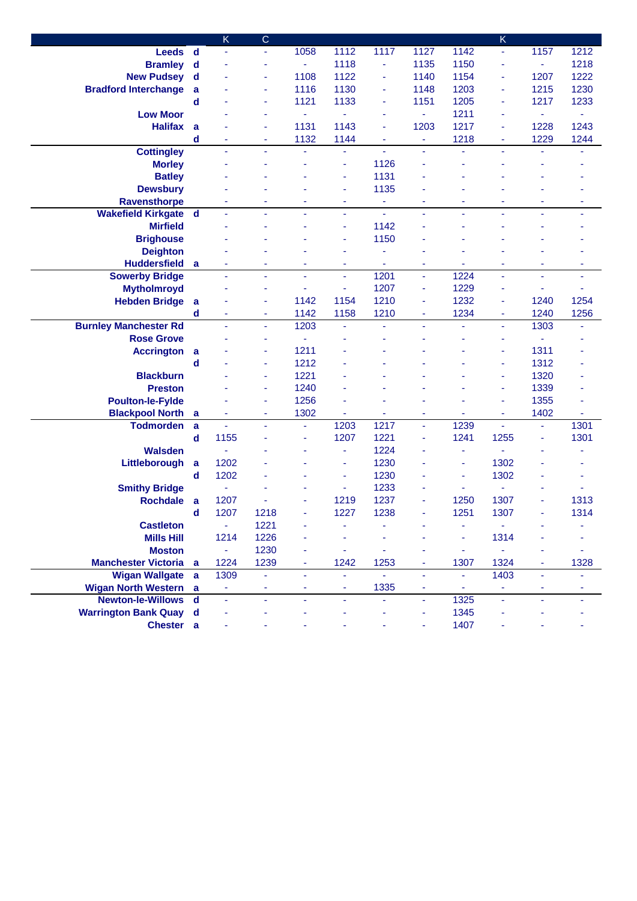| | | K | C | | | | | | K | | |
|---|---|---|---|---|---|---|---|---|---|---|---|
| **Leeds** | **d** | - | - | 1058 | 1112 | 1117 | 1127 | 1142 | - | 1157 | 1212 |
| **Bramley** | **d** | - | - | - | 1118 | - | 1135 | 1150 | - | - | 1218 |
| **New Pudsey** | **d** | - | - | 1108 | 1122 | - | 1140 | 1154 | - | 1207 | 1222 |
| **Bradford Interchange** | **a** | - | - | 1116 | 1130 | - | 1148 | 1203 | - | 1215 | 1230 |
| | **d** | - | - | 1121 | 1133 | - | 1151 | 1205 | - | 1217 | 1233 |
| **Low Moor** | | - | - | - | - | - | - | 1211 | - | - | - |
| **Halifax** | **a** | - | - | 1131 | 1143 | - | 1203 | 1217 | - | 1228 | 1243 |
| | **d** | - | - | 1132 | 1144 | - | - | 1218 | - | 1229 | 1244 |
| **Cottingley** | | - | - | - | - | - | - | - | - | - | - |
| **Morley** | | - | - | - | - | 1126 | - | - | - | - | - |
| **Batley** | | - | - | - | - | 1131 | - | - | - | - | - |
| **Dewsbury** | | - | - | - | - | 1135 | - | - | - | - | - |
| **Ravensthorpe** | | - | - | - | - | - | - | - | - | - | - |
| **Wakefield Kirkgate** | **d** | - | - | - | - | - | - | - | - | - | - |
| **Mirfield** | | - | - | - | - | 1142 | - | - | - | - | - |
| **Brighouse** | | - | - | - | - | 1150 | - | - | - | - | - |
| **Deighton** | | - | - | - | - | - | - | - | - | - | - |
| **Huddersfield** | **a** | - | - | - | - | - | - | - | - | - | - |
| **Sowerby Bridge** | | - | - | - | - | 1201 | - | 1224 | - | - | - |
| **Mytholmroyd** | | - | - | - | - | 1207 | - | 1229 | - | - | - |
| **Hebden Bridge** | **a** | - | - | 1142 | 1154 | 1210 | - | 1232 | - | 1240 | 1254 |
| | **d** | - | - | 1142 | 1158 | 1210 | - | 1234 | - | 1240 | 1256 |
| **Burnley Manchester Rd** | | - | - | 1203 | - | - | - | - | - | 1303 | - |
| **Rose Grove** | | - | - | - | - | - | - | - | - | - | - |
| **Accrington** | **a** | - | - | 1211 | - | - | - | - | - | 1311 | - |
| | **d** | - | - | 1212 | - | - | - | - | - | 1312 | - |
| **Blackburn** | | - | - | 1221 | - | - | - | - | - | 1320 | - |
| **Preston** | | - | - | 1240 | - | - | - | - | - | 1339 | - |
| **Poulton-le-Fylde** | | - | - | 1256 | - | - | - | - | - | 1355 | - |
| **Blackpool North** | **a** | - | - | 1302 | - | - | - | - | - | 1402 | - |
| **Todmorden** | **a** | - | - | - | 1203 | 1217 | - | 1239 | - | - | 1301 |
| | **d** | 1155 | - | - | 1207 | 1221 | - | 1241 | 1255 | - | 1301 |
| **Walsden** | | - | - | - | - | 1224 | - | - | - | - | - |
| **Littleborough** | **a** | 1202 | - | - | - | 1230 | - | - | 1302 | - | - |
| | **d** | 1202 | - | - | - | 1230 | - | - | 1302 | - | - |
| **Smithy Bridge** | | - | - | - | - | 1233 | - | - | - | - | - |
| **Rochdale** | **a** | 1207 | - | - | 1219 | 1237 | - | 1250 | 1307 | - | 1313 |
| | **d** | 1207 | 1218 | - | 1227 | 1238 | - | 1251 | 1307 | - | 1314 |
| **Castleton** | | - | 1221 | - | - | - | - | - | - | - | - |
| **Mills Hill** | | 1214 | 1226 | - | - | - | - | - | 1314 | - | - |
| **Moston** | | - | 1230 | - | - | - | - | - | - | - | - |
| **Manchester Victoria** | **a** | 1224 | 1239 | - | 1242 | 1253 | - | 1307 | 1324 | - | 1328 |
| **Wigan Wallgate** | **a** | 1309 | - | - | - | - | - | - | 1403 | - | - |
| **Wigan North Western** | **a** | - | - | - | - | 1335 | - | - | - | - | - |
| **Newton-le-Willows** | **d** | - | - | - | - | - | - | 1325 | - | - | - |
| **Warrington Bank Quay** | **d** | - | - | - | - | - | - | 1345 | - | - | - |
| **Chester** | **a** | - | - | - | - | - | - | 1407 | - | - | - |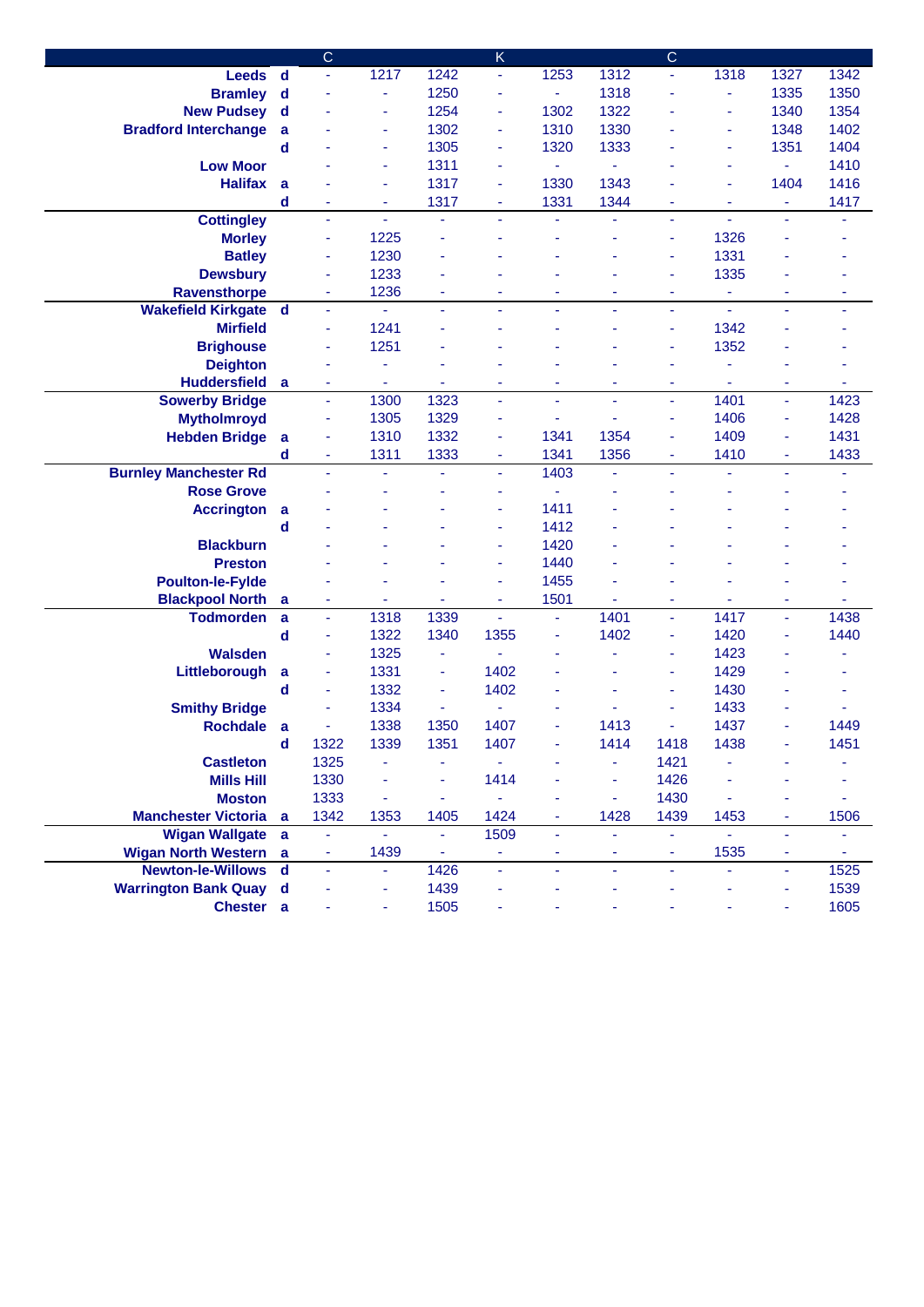| | | C | | | K | | | C | | | |
|---|---|---|---|---|---|---|---|---|---|---|---|
| **Leeds** | **d** | - | 1217 | 1242 | - | 1253 | 1312 | - | 1318 | 1327 | 1342 |
| **Bramley** | **d** | - | - | 1250 | - | - | 1318 | - | - | 1335 | 1350 |
| **New Pudsey** | **d** | - | - | 1254 | - | 1302 | 1322 | - | - | 1340 | 1354 |
| **Bradford Interchange** | **a** | - | - | 1302 | - | 1310 | 1330 | - | - | 1348 | 1402 |
| | **d** | - | - | 1305 | - | 1320 | 1333 | - | - | 1351 | 1404 |
| **Low Moor** | | - | - | 1311 | - | - | - | - | - | - | 1410 |
| **Halifax** | **a** | - | - | 1317 | - | 1330 | 1343 | - | - | 1404 | 1416 |
| | **d** | - | - | 1317 | - | 1331 | 1344 | - | - | - | 1417 |
| **Cottingley** | | - | - | - | - | - | - | - | - | - | - |
| **Morley** | | - | 1225 | - | - | - | - | - | 1326 | - | - |
| **Batley** | | - | 1230 | - | - | - | - | - | 1331 | - | - |
| **Dewsbury** | | - | 1233 | - | - | - | - | - | 1335 | - | - |
| **Ravensthorpe** | | - | 1236 | - | - | - | - | - | - | - | - |
| **Wakefield Kirkgate** | **d** | - | - | - | - | - | - | - | - | - | - |
| **Mirfield** | | - | 1241 | - | - | - | - | - | 1342 | - | - |
| **Brighouse** | | - | 1251 | - | - | - | - | - | 1352 | - | - |
| **Deighton** | | - | - | - | - | - | - | - | - | - | - |
| **Huddersfield** | **a** | - | - | - | - | - | - | - | - | - | - |
| **Sowerby Bridge** | | - | 1300 | 1323 | - | - | - | - | 1401 | - | 1423 |
| **Mytholmroyd** | | - | 1305 | 1329 | - | - | - | - | 1406 | - | 1428 |
| **Hebden Bridge** | **a** | - | 1310 | 1332 | - | 1341 | 1354 | - | 1409 | - | 1431 |
| | **d** | - | 1311 | 1333 | - | 1341 | 1356 | - | 1410 | - | 1433 |
| **Burnley Manchester Rd** | | - | - | - | - | 1403 | - | - | - | - | - |
| **Rose Grove** | | - | - | - | - | - | - | - | - | - | - |
| **Accrington** | **a** | - | - | - | - | 1411 | - | - | - | - | - |
| | **d** | - | - | - | - | 1412 | - | - | - | - | - |
| **Blackburn** | | - | - | - | - | 1420 | - | - | - | - | - |
| **Preston** | | - | - | - | - | 1440 | - | - | - | - | - |
| **Poulton-le-Fylde** | | - | - | - | - | 1455 | - | - | - | - | - |
| **Blackpool North** | **a** | - | - | - | - | 1501 | - | - | - | - | - |
| **Todmorden** | **a** | - | 1318 | 1339 | - | - | 1401 | - | 1417 | - | 1438 |
| | **d** | - | 1322 | 1340 | 1355 | - | 1402 | - | 1420 | - | 1440 |
| **Walsden** | | - | 1325 | - | - | - | - | - | 1423 | - | - |
| **Littleborough** | **a** | - | 1331 | - | 1402 | - | - | - | 1429 | - | - |
| | **d** | - | 1332 | - | 1402 | - | - | - | 1430 | - | - |
| **Smithy Bridge** | | - | 1334 | - | - | - | - | - | 1433 | - | - |
| **Rochdale** | **a** | - | 1338 | 1350 | 1407 | - | 1413 | - | 1437 | - | 1449 |
| | **d** | 1322 | 1339 | 1351 | 1407 | - | 1414 | 1418 | 1438 | - | 1451 |
| **Castleton** | | 1325 | - | - | - | - | - | 1421 | - | - | - |
| **Mills Hill** | | 1330 | - | - | 1414 | - | - | 1426 | - | - | - |
| **Moston** | | 1333 | - | - | - | - | - | 1430 | - | - | - |
| **Manchester Victoria** | **a** | 1342 | 1353 | 1405 | 1424 | - | 1428 | 1439 | 1453 | - | 1506 |
| **Wigan Wallgate** | **a** | - | - | - | 1509 | - | - | - | - | - | - |
| **Wigan North Western** | **a** | - | 1439 | - | - | - | - | - | 1535 | - | - |
| **Newton-le-Willows** | **d** | - | - | 1426 | - | - | - | - | - | - | 1525 |
| **Warrington Bank Quay** | **d** | - | - | 1439 | - | - | - | - | - | - | 1539 |
| **Chester** | **a** | - | - | 1505 | - | - | - | - | - | - | 1605 |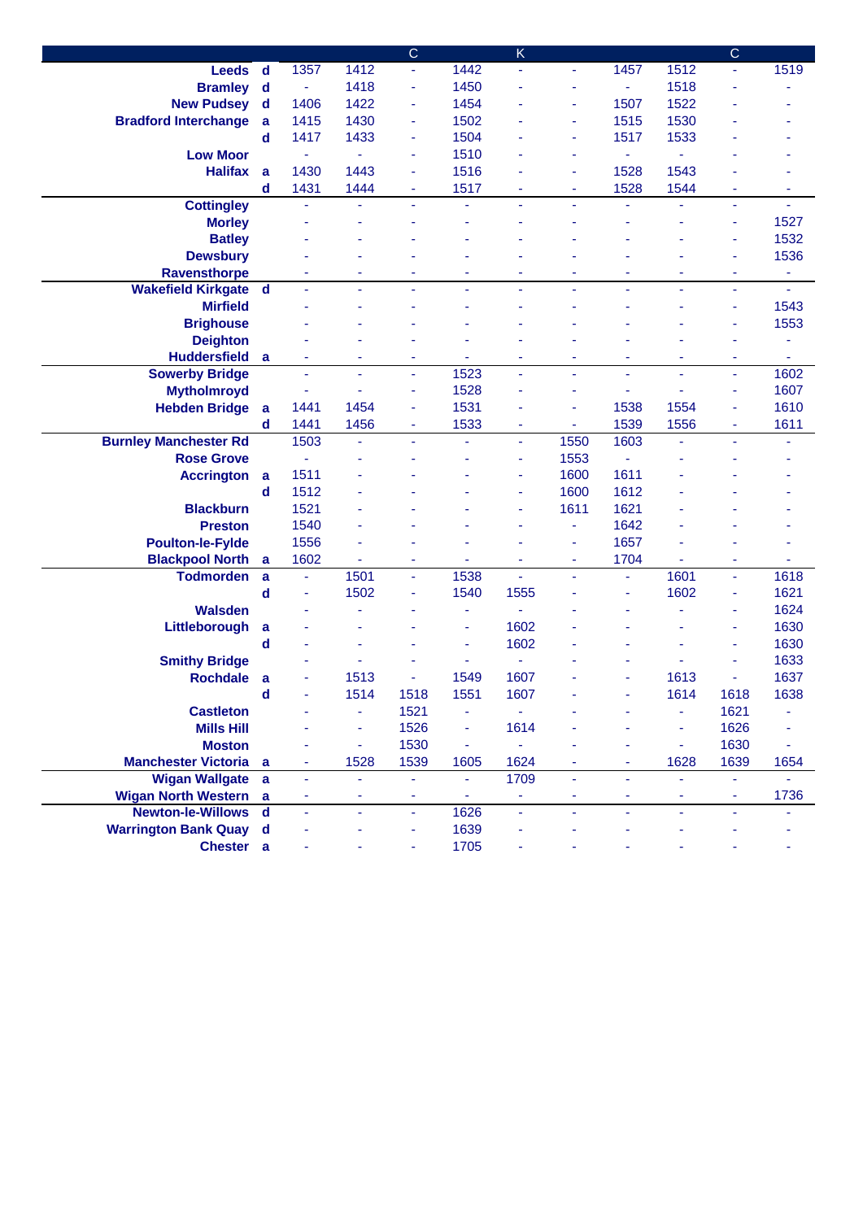| | | | | C | | K | | | | C | |
|---|---|---|---|---|---|---|---|---|---|---|---|
| **Leeds** | **d** | 1357 | 1412 | - | 1442 | - | - | 1457 | 1512 | - | 1519 |
| **Bramley** | **d** | - | 1418 | - | 1450 | - | - | - | 1518 | - | - |
| **New Pudsey** | **d** | 1406 | 1422 | - | 1454 | - | - | 1507 | 1522 | - | - |
| **Bradford Interchange** | **a** | 1415 | 1430 | - | 1502 | - | - | 1515 | 1530 | - | - |
| | **d** | 1417 | 1433 | - | 1504 | - | - | 1517 | 1533 | - | - |
| **Low Moor** | | - | - | - | 1510 | - | - | - | - | - | - |
| **Halifax** | **a** | 1430 | 1443 | - | 1516 | - | - | 1528 | 1543 | - | - |
| | **d** | 1431 | 1444 | - | 1517 | - | - | 1528 | 1544 | - | - |
| **Cottingley** | | - | - | - | - | - | - | - | - | - | - |
| **Morley** | | - | - | - | - | - | - | - | - | - | 1527 |
| **Batley** | | - | - | - | - | - | - | - | - | - | 1532 |
| **Dewsbury** | | - | - | - | - | - | - | - | - | - | 1536 |
| **Ravensthorpe** | | - | - | - | - | - | - | - | - | - | - |
| **Wakefield Kirkgate** | **d** | - | - | - | - | - | - | - | - | - | - |
| **Mirfield** | | - | - | - | - | - | - | - | - | - | 1543 |
| **Brighouse** | | - | - | - | - | - | - | - | - | - | 1553 |
| **Deighton** | | - | - | - | - | - | - | - | - | - | - |
| **Huddersfield** | **a** | - | - | - | - | - | - | - | - | - | - |
| **Sowerby Bridge** | | - | - | - | 1523 | - | - | - | - | - | 1602 |
| **Mytholmroyd** | | - | - | - | 1528 | - | - | - | - | - | 1607 |
| **Hebden Bridge** | **a** | 1441 | 1454 | - | 1531 | - | - | 1538 | 1554 | - | 1610 |
| | **d** | 1441 | 1456 | - | 1533 | - | - | 1539 | 1556 | - | 1611 |
| **Burnley Manchester Rd** | | 1503 | - | - | - | - | 1550 | 1603 | - | - | - |
| **Rose Grove** | | - | - | - | - | - | 1553 | - | - | - | - |
| **Accrington** | **a** | 1511 | - | - | - | - | 1600 | 1611 | - | - | - |
| | **d** | 1512 | - | - | - | - | 1600 | 1612 | - | - | - |
| **Blackburn** | | 1521 | - | - | - | - | 1611 | 1621 | - | - | - |
| **Preston** | | 1540 | - | - | - | - | - | 1642 | - | - | - |
| **Poulton-le-Fylde** | | 1556 | - | - | - | - | - | 1657 | - | - | - |
| **Blackpool North** | **a** | 1602 | - | - | - | - | - | 1704 | - | - | - |
| **Todmorden** | **a** | - | 1501 | - | 1538 | - | - | - | 1601 | - | 1618 |
| | **d** | - | 1502 | - | 1540 | 1555 | - | - | 1602 | - | 1621 |
| **Walsden** | | - | - | - | - | - | - | - | - | - | 1624 |
| **Littleborough** | **a** | - | - | - | - | 1602 | - | - | - | - | 1630 |
| | **d** | - | - | - | - | 1602 | - | - | - | - | 1630 |
| **Smithy Bridge** | | - | - | - | - | - | - | - | - | - | 1633 |
| **Rochdale** | **a** | - | 1513 | - | 1549 | 1607 | - | - | 1613 | - | 1637 |
| | **d** | - | 1514 | 1518 | 1551 | 1607 | - | - | 1614 | 1618 | 1638 |
| **Castleton** | | - | - | 1521 | - | - | - | - | - | 1621 | - |
| **Mills Hill** | | - | - | 1526 | - | 1614 | - | - | - | 1626 | - |
| **Moston** | | - | - | 1530 | - | - | - | - | - | 1630 | - |
| **Manchester Victoria** | **a** | - | 1528 | 1539 | 1605 | 1624 | - | - | 1628 | 1639 | 1654 |
| **Wigan Wallgate** | **a** | - | - | - | - | 1709 | - | - | - | - | - |
| **Wigan North Western** | **a** | - | - | - | - | - | - | - | - | - | 1736 |
| **Newton-le-Willows** | **d** | - | - | - | 1626 | - | - | - | - | - | - |
| **Warrington Bank Quay** | **d** | - | - | - | 1639 | - | - | - | - | - | - |
| **Chester** | **a** | - | - | - | 1705 | - | - | - | - | - | - |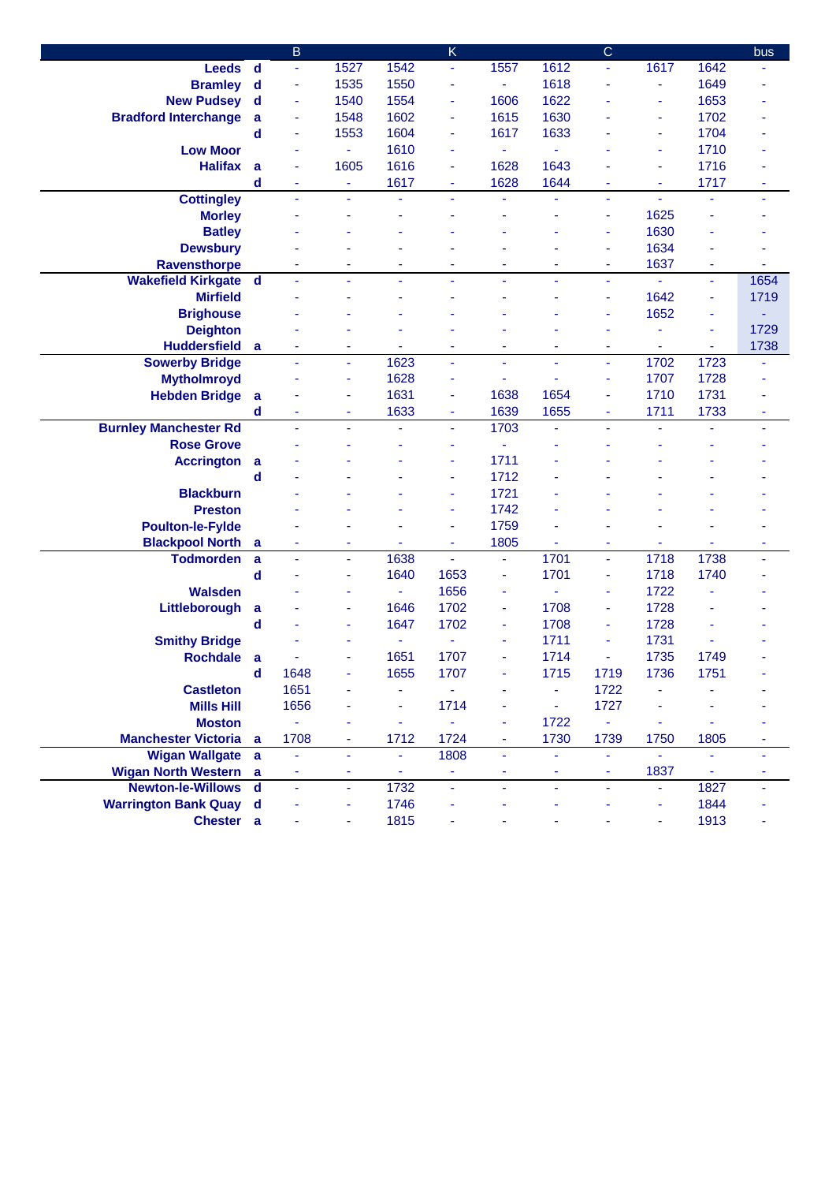| | | B | | | K | | | C | | | bus |
|---|---|---|---|---|---|---|---|---|---|---|---|
| **Leeds** | **d** | - | 1527 | 1542 | - | 1557 | 1612 | - | 1617 | 1642 | - |
| **Bramley** | **d** | - | 1535 | 1550 | - | - | 1618 | - | - | 1649 | - |
| **New Pudsey** | **d** | - | 1540 | 1554 | - | 1606 | 1622 | - | - | 1653 | - |
| **Bradford Interchange** | **a** | - | 1548 | 1602 | - | 1615 | 1630 | - | - | 1702 | - |
| | **d** | - | 1553 | 1604 | - | 1617 | 1633 | - | - | 1704 | - |
| **Low Moor** | | - | - | 1610 | - | - | - | - | - | 1710 | - |
| **Halifax** | **a** | - | 1605 | 1616 | - | 1628 | 1643 | - | - | 1716 | - |
| | **d** | - | - | 1617 | - | 1628 | 1644 | - | - | 1717 | - |
| **Cottingley** | | - | - | - | - | - | - | - | - | - | - |
| **Morley** | | - | - | - | - | - | - | - | 1625 | - | - |
| **Batley** | | - | - | - | - | - | - | - | 1630 | - | - |
| **Dewsbury** | | - | - | - | - | - | - | - | 1634 | - | - |
| **Ravensthorpe** | | - | - | - | - | - | - | - | 1637 | - | - |
| **Wakefield Kirkgate** | **d** | - | - | - | - | - | - | - | - | - | 1654 |
| **Mirfield** | | - | - | - | - | - | - | - | 1642 | - | 1719 |
| **Brighouse** | | - | - | - | - | - | - | - | 1652 | - | - |
| **Deighton** | | - | - | - | - | - | - | - | - | - | 1729 |
| **Huddersfield** | **a** | - | - | - | - | - | - | - | - | - | 1738 |
| **Sowerby Bridge** | | - | - | 1623 | - | - | - | - | 1702 | 1723 | - |
| **Mytholmroyd** | | - | - | 1628 | - | - | - | - | 1707 | 1728 | - |
| **Hebden Bridge** | **a** | - | - | 1631 | - | 1638 | 1654 | - | 1710 | 1731 | - |
| | **d** | - | - | 1633 | - | 1639 | 1655 | - | 1711 | 1733 | - |
| **Burnley Manchester Rd** | | - | - | - | - | 1703 | - | - | - | - | - |
| **Rose Grove** | | - | - | - | - | - | - | - | - | - | - |
| **Accrington** | **a** | - | - | - | - | 1711 | - | - | - | - | - |
| | **d** | - | - | - | - | 1712 | - | - | - | - | - |
| **Blackburn** | | - | - | - | - | 1721 | - | - | - | - | - |
| **Preston** | | - | - | - | - | 1742 | - | - | - | - | - |
| **Poulton-le-Fylde** | | - | - | - | - | 1759 | - | - | - | - | - |
| **Blackpool North** | **a** | - | - | - | - | 1805 | - | - | - | - | - |
| **Todmorden** | **a** | - | - | 1638 | - | - | 1701 | - | 1718 | 1738 | - |
| | **d** | - | - | 1640 | 1653 | - | 1701 | - | 1718 | 1740 | - |
| **Walsden** | | - | - | - | 1656 | - | - | - | 1722 | - | - |
| **Littleborough** | **a** | - | - | 1646 | 1702 | - | 1708 | - | 1728 | - | - |
| | **d** | - | - | 1647 | 1702 | - | 1708 | - | 1728 | - | - |
| **Smithy Bridge** | | - | - | - | - | - | 1711 | - | 1731 | - | - |
| **Rochdale** | **a** | - | - | 1651 | 1707 | - | 1714 | - | 1735 | 1749 | - |
| | **d** | 1648 | - | 1655 | 1707 | - | 1715 | 1719 | 1736 | 1751 | - |
| **Castleton** | | 1651 | - | - | - | - | - | 1722 | - | - | - |
| **Mills Hill** | | 1656 | - | - | 1714 | - | - | 1727 | - | - | - |
| **Moston** | | - | - | - | - | - | 1722 | - | - | - | - |
| **Manchester Victoria** | **a** | 1708 | - | 1712 | 1724 | - | 1730 | 1739 | 1750 | 1805 | - |
| **Wigan Wallgate** | **a** | - | - | - | 1808 | - | - | - | - | - | - |
| **Wigan North Western** | **a** | - | - | - | - | - | - | - | 1837 | - | - |
| **Newton-le-Willows** | **d** | - | - | 1732 | - | - | - | - | - | 1827 | - |
| **Warrington Bank Quay** | **d** | - | - | 1746 | - | - | - | - | - | 1844 | - |
| **Chester** | **a** | - | - | 1815 | - | - | - | - | - | 1913 | - |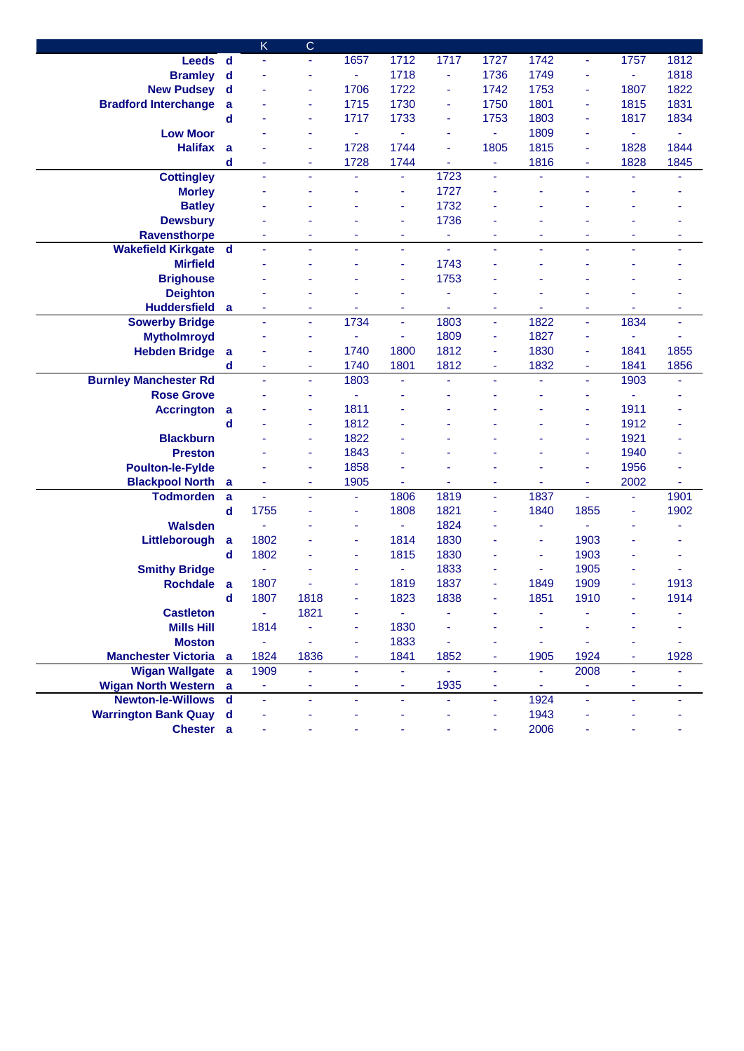| | | K | C | | | | | | | | |
|---|---|---|---|---|---|---|---|---|---|---|---|
| **Leeds** | **d** | - | - | 1657 | 1712 | 1717 | 1727 | 1742 | - | 1757 | 1812 |
| **Bramley** | **d** | - | - | - | 1718 | - | 1736 | 1749 | - | - | 1818 |
| **New Pudsey** | **d** | - | - | 1706 | 1722 | - | 1742 | 1753 | - | 1807 | 1822 |
| **Bradford Interchange** | **a** | - | - | 1715 | 1730 | - | 1750 | 1801 | - | 1815 | 1831 |
| | **d** | - | - | 1717 | 1733 | - | 1753 | 1803 | - | 1817 | 1834 |
| **Low Moor** | | - | - | - | - | - | - | 1809 | - | - | - |
| **Halifax** | **a** | - | - | 1728 | 1744 | - | 1805 | 1815 | - | 1828 | 1844 |
| | **d** | - | - | 1728 | 1744 | - | - | 1816 | - | 1828 | 1845 |
| **Cottingley** | | - | - | - | - | 1723 | - | - | - | - | - |
| **Morley** | | - | - | - | - | 1727 | - | - | - | - | - |
| **Batley** | | - | - | - | - | 1732 | - | - | - | - | - |
| **Dewsbury** | | - | - | - | - | 1736 | - | - | - | - | - |
| **Ravensthorpe** | | - | - | - | - | - | - | - | - | - | - |
| **Wakefield Kirkgate** | **d** | - | - | - | - | - | - | - | - | - | - |
| **Mirfield** | | - | - | - | - | 1743 | - | - | - | - | - |
| **Brighouse** | | - | - | - | - | 1753 | - | - | - | - | - |
| **Deighton** | | - | - | - | - | - | - | - | - | - | - |
| **Huddersfield** | **a** | - | - | - | - | - | - | - | - | - | - |
| **Sowerby Bridge** | | - | - | 1734 | - | 1803 | - | 1822 | - | 1834 | - |
| **Mytholmroyd** | | - | - | - | - | 1809 | - | 1827 | - | - | - |
| **Hebden Bridge** | **a** | - | - | 1740 | 1800 | 1812 | - | 1830 | - | 1841 | 1855 |
| | **d** | - | - | 1740 | 1801 | 1812 | - | 1832 | - | 1841 | 1856 |
| **Burnley Manchester Rd** | | - | - | 1803 | - | - | - | - | - | 1903 | - |
| **Rose Grove** | | - | - | - | - | - | - | - | - | - | - |
| **Accrington** | **a** | - | - | 1811 | - | - | - | - | - | 1911 | - |
| | **d** | - | - | 1812 | - | - | - | - | - | 1912 | - |
| **Blackburn** | | - | - | 1822 | - | - | - | - | - | 1921 | - |
| **Preston** | | - | - | 1843 | - | - | - | - | - | 1940 | - |
| **Poulton-le-Fylde** | | - | - | 1858 | - | - | - | - | - | 1956 | - |
| **Blackpool North** | **a** | - | - | 1905 | - | - | - | - | - | 2002 | - |
| **Todmorden** | **a** | - | - | - | 1806 | 1819 | - | 1837 | - | - | 1901 |
| | **d** | 1755 | - | - | 1808 | 1821 | - | 1840 | 1855 | - | 1902 |
| **Walsden** | | - | - | - | - | 1824 | - | - | - | - | - |
| **Littleborough** | **a** | 1802 | - | - | 1814 | 1830 | - | - | 1903 | - | - |
| | **d** | 1802 | - | - | 1815 | 1830 | - | - | 1903 | - | - |
| **Smithy Bridge** | | - | - | - | - | 1833 | - | - | 1905 | - | - |
| **Rochdale** | **a** | 1807 | - | - | 1819 | 1837 | - | 1849 | 1909 | - | 1913 |
| | **d** | 1807 | 1818 | - | 1823 | 1838 | - | 1851 | 1910 | - | 1914 |
| **Castleton** | | - | 1821 | - | - | - | - | - | - | - | - |
| **Mills Hill** | | 1814 | - | - | 1830 | - | - | - | - | - | - |
| **Moston** | | - | - | - | 1833 | - | - | - | - | - | - |
| **Manchester Victoria** | **a** | 1824 | 1836 | - | 1841 | 1852 | - | 1905 | 1924 | - | 1928 |
| **Wigan Wallgate** | **a** | 1909 | - | - | - | - | - | - | 2008 | - | - |
| **Wigan North Western** | **a** | - | - | - | - | 1935 | - | - | - | - | - |
| **Newton-le-Willows** | **d** | - | - | - | - | - | - | 1924 | - | - | - |
| **Warrington Bank Quay** | **d** | - | - | - | - | - | - | 1943 | - | - | - |
| **Chester** | **a** | - | - | - | - | - | - | 2006 | - | - | - |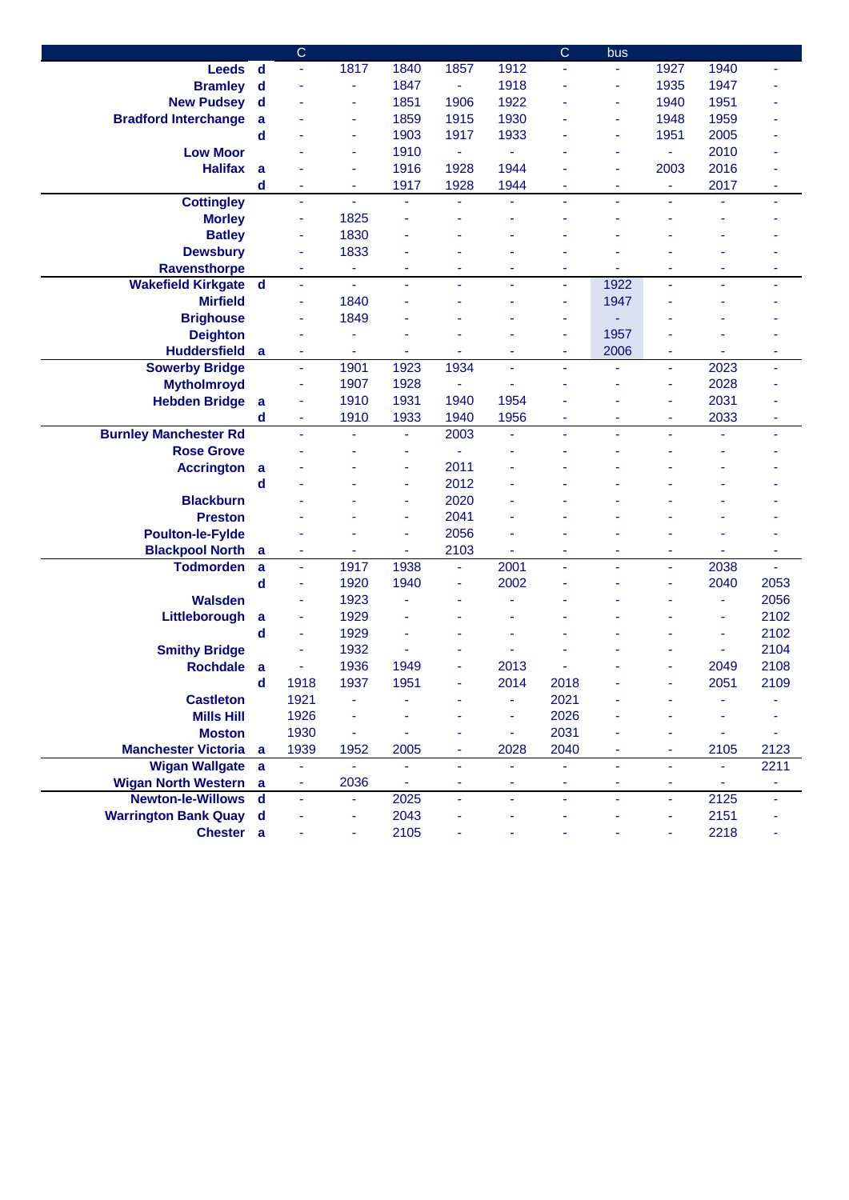| | | C | | | | | C | bus | | | |
|---|---|---|---|---|---|---|---|---|---|---|---|
| Leeds | d | - | 1817 | 1840 | 1857 | 1912 | - | - | 1927 | 1940 | - |
| Bramley | d | - | - | 1847 | - | 1918 | - | - | 1935 | 1947 | - |
| New Pudsey | d | - | - | 1851 | 1906 | 1922 | - | - | 1940 | 1951 | - |
| Bradford Interchange | a | - | - | 1859 | 1915 | 1930 | - | - | 1948 | 1959 | - |
| | d | - | - | 1903 | 1917 | 1933 | - | - | 1951 | 2005 | - |
| Low Moor | | - | - | 1910 | - | - | - | - | - | 2010 | - |
| Halifax | a | - | - | 1916 | 1928 | 1944 | - | - | 2003 | 2016 | - |
| | d | - | - | 1917 | 1928 | 1944 | - | - | - | 2017 | - |
| Cottingley | | - | - | - | - | - | - | - | - | - | - |
| Morley | | - | 1825 | - | - | - | - | - | - | - | - |
| Batley | | - | 1830 | - | - | - | - | - | - | - | - |
| Dewsbury | | - | 1833 | - | - | - | - | - | - | - | - |
| Ravensthorpe | | - | - | - | - | - | - | - | - | - | - |
| Wakefield Kirkgate | d | - | - | - | - | - | - | 1922 | - | - | - |
| Mirfield | | - | 1840 | - | - | - | - | 1947 | - | - | - |
| Brighouse | | - | 1849 | - | - | - | - | - | - | - | - |
| Deighton | | - | - | - | - | - | - | 1957 | - | - | - |
| Huddersfield | a | - | - | - | - | - | - | 2006 | - | - | - |
| Sowerby Bridge | | - | 1901 | 1923 | 1934 | - | - | - | - | 2023 | - |
| Mytholmroyd | | - | 1907 | 1928 | - | - | - | - | - | 2028 | - |
| Hebden Bridge | a | - | 1910 | 1931 | 1940 | 1954 | - | - | - | 2031 | - |
| | d | - | 1910 | 1933 | 1940 | 1956 | - | - | - | 2033 | - |
| Burnley Manchester Rd | | - | - | - | 2003 | - | - | - | - | - | - |
| Rose Grove | | - | - | - | - | - | - | - | - | - | - |
| Accrington | a | - | - | - | 2011 | - | - | - | - | - | - |
| | d | - | - | - | 2012 | - | - | - | - | - | - |
| Blackburn | | - | - | - | 2020 | - | - | - | - | - | - |
| Preston | | - | - | - | 2041 | - | - | - | - | - | - |
| Poulton-le-Fylde | | - | - | - | 2056 | - | - | - | - | - | - |
| Blackpool North | a | - | - | - | 2103 | - | - | - | - | - | - |
| Todmorden | a | - | 1917 | 1938 | - | 2001 | - | - | - | 2038 | - |
| | d | - | 1920 | 1940 | - | 2002 | - | - | - | 2040 | 2053 |
| Walsden | | - | 1923 | - | - | - | - | - | - | - | 2056 |
| Littleborough | a | - | 1929 | - | - | - | - | - | - | - | 2102 |
| | d | - | 1929 | - | - | - | - | - | - | - | 2102 |
| Smithy Bridge | | - | 1932 | - | - | - | - | - | - | - | 2104 |
| Rochdale | a | - | 1936 | 1949 | - | 2013 | - | - | - | 2049 | 2108 |
| | d | 1918 | 1937 | 1951 | - | 2014 | 2018 | - | - | 2051 | 2109 |
| Castleton | | 1921 | - | - | - | - | 2021 | - | - | - | - |
| Mills Hill | | 1926 | - | - | - | - | 2026 | - | - | - | - |
| Moston | | 1930 | - | - | - | - | 2031 | - | - | - | - |
| Manchester Victoria | a | 1939 | 1952 | 2005 | - | 2028 | 2040 | - | - | 2105 | 2123 |
| Wigan Wallgate | a | - | - | - | - | - | - | - | - | - | 2211 |
| Wigan North Western | a | - | 2036 | - | - | - | - | - | - | - | - |
| Newton-le-Willows | d | - | - | 2025 | - | - | - | - | - | 2125 | - |
| Warrington Bank Quay | d | - | - | 2043 | - | - | - | - | - | 2151 | - |
| Chester | a | - | - | 2105 | - | - | - | - | - | 2218 | - |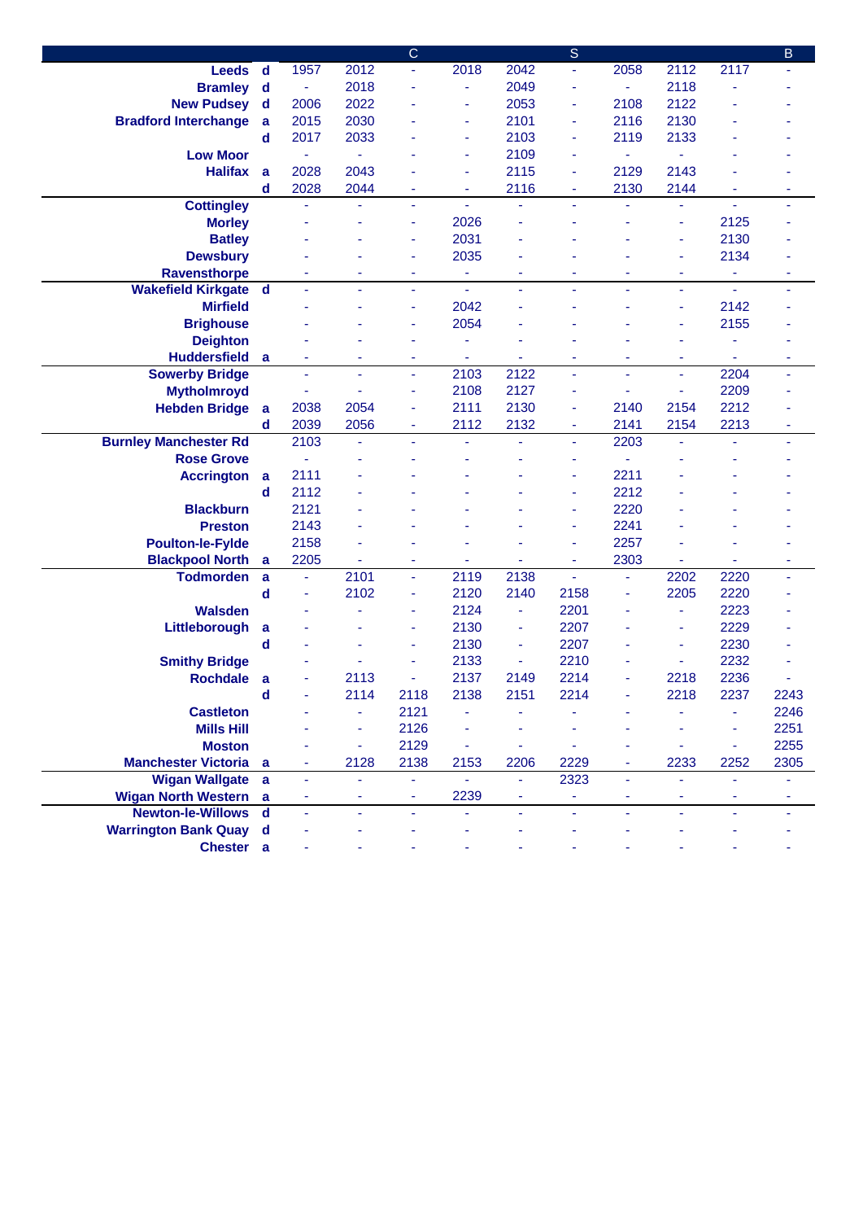| | | | | C | | | S | | | | B |
|---|---|---|---|---|---|---|---|---|---|---|---|
| **Leeds** | **d** | 1957 | 2012 | - | 2018 | 2042 | - | 2058 | 2112 | 2117 | - |
| **Bramley** | **d** | - | 2018 | - | - | 2049 | - | - | 2118 | - | - |
| **New Pudsey** | **d** | 2006 | 2022 | - | - | 2053 | - | 2108 | 2122 | - | - |
| **Bradford Interchange** | **a** | 2015 | 2030 | - | - | 2101 | - | 2116 | 2130 | - | - |
| | **d** | 2017 | 2033 | - | - | 2103 | - | 2119 | 2133 | - | - |
| **Low Moor** | | - | - | - | - | 2109 | - | - | - | - | - |
| **Halifax** | **a** | 2028 | 2043 | - | - | 2115 | - | 2129 | 2143 | - | - |
| | **d** | 2028 | 2044 | - | - | 2116 | - | 2130 | 2144 | - | - |
| **Cottingley** | | - | - | - | - | - | - | - | - | - | - |
| **Morley** | | - | - | - | 2026 | - | - | - | - | 2125 | - |
| **Batley** | | - | - | - | 2031 | - | - | - | - | 2130 | - |
| **Dewsbury** | | - | - | - | 2035 | - | - | - | - | 2134 | - |
| **Ravensthorpe** | | - | - | - | - | - | - | - | - | - | - |
| **Wakefield Kirkgate** | **d** | - | - | - | - | - | - | - | - | - | - |
| **Mirfield** | | - | - | - | 2042 | - | - | - | - | 2142 | - |
| **Brighouse** | | - | - | - | 2054 | - | - | - | - | 2155 | - |
| **Deighton** | | - | - | - | - | - | - | - | - | - | - |
| **Huddersfield** | **a** | - | - | - | - | - | - | - | - | - | - |
| **Sowerby Bridge** | | - | - | - | 2103 | 2122 | - | - | - | 2204 | - |
| **Mytholmroyd** | | - | - | - | 2108 | 2127 | - | - | - | 2209 | - |
| **Hebden Bridge** | **a** | 2038 | 2054 | - | 2111 | 2130 | - | 2140 | 2154 | 2212 | - |
| | **d** | 2039 | 2056 | - | 2112 | 2132 | - | 2141 | 2154 | 2213 | - |
| **Burnley Manchester Rd** | | 2103 | - | - | - | - | - | 2203 | - | - | - |
| **Rose Grove** | | - | - | - | - | - | - | - | - | - | - |
| **Accrington** | **a** | 2111 | - | - | - | - | - | 2211 | - | - | - |
| | **d** | 2112 | - | - | - | - | - | 2212 | - | - | - |
| **Blackburn** | | 2121 | - | - | - | - | - | 2220 | - | - | - |
| **Preston** | | 2143 | - | - | - | - | - | 2241 | - | - | - |
| **Poulton-le-Fylde** | | 2158 | - | - | - | - | - | 2257 | - | - | - |
| **Blackpool North** | **a** | 2205 | - | - | - | - | - | 2303 | - | - | - |
| **Todmorden** | **a** | - | 2101 | - | 2119 | 2138 | - | - | 2202 | 2220 | - |
| | **d** | - | 2102 | - | 2120 | 2140 | 2158 | - | 2205 | 2220 | - |
| **Walsden** | | - | - | - | 2124 | - | 2201 | - | - | 2223 | - |
| **Littleborough** | **a** | - | - | - | 2130 | - | 2207 | - | - | 2229 | - |
| | **d** | - | - | - | 2130 | - | 2207 | - | - | 2230 | - |
| **Smithy Bridge** | | - | - | - | 2133 | - | 2210 | - | - | 2232 | - |
| **Rochdale** | **a** | - | 2113 | - | 2137 | 2149 | 2214 | - | 2218 | 2236 | - |
| | **d** | - | 2114 | 2118 | 2138 | 2151 | 2214 | - | 2218 | 2237 | 2243 |
| **Castleton** | | - | - | 2121 | - | - | - | - | - | - | 2246 |
| **Mills Hill** | | - | - | 2126 | - | - | - | - | - | - | 2251 |
| **Moston** | | - | - | 2129 | - | - | - | - | - | - | 2255 |
| **Manchester Victoria** | **a** | - | 2128 | 2138 | 2153 | 2206 | 2229 | - | 2233 | 2252 | 2305 |
| **Wigan Wallgate** | **a** | - | - | - | - | - | 2323 | - | - | - | - |
| **Wigan North Western** | **a** | - | - | - | 2239 | - | - | - | - | - | - |
| **Newton-le-Willows** | **d** | - | - | - | - | - | - | - | - | - | - |
| **Warrington Bank Quay** | **d** | - | - | - | - | - | - | - | - | - | - |
| **Chester** | **a** | - | - | - | - | - | - | - | - | - | - |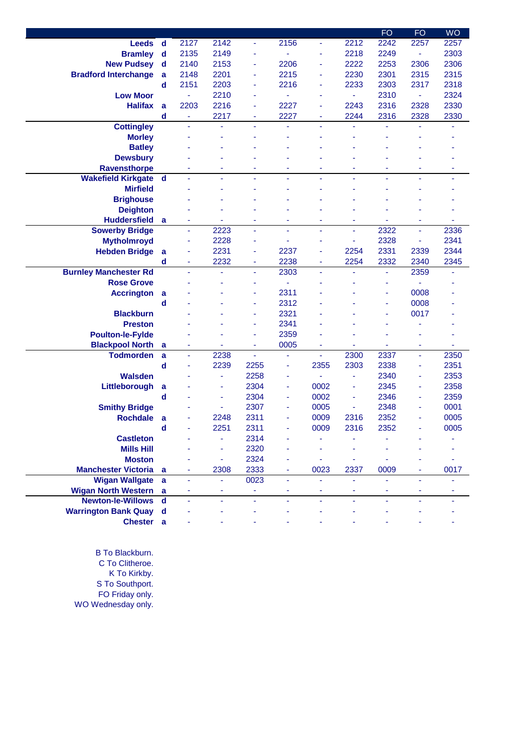| | | | | | | | | FO | FO | WO |
|---|---|---|---|---|---|---|---|---|---|---|
| **Leeds** | **d** | 2127 | 2142 | - | 2156 | - | 2212 | 2242 | 2257 | 2257 |
| **Bramley** | **d** | 2135 | 2149 | - | - | - | 2218 | 2249 | - | 2303 |
| **New Pudsey** | **d** | 2140 | 2153 | - | 2206 | - | 2222 | 2253 | 2306 | 2306 |
| **Bradford Interchange** | **a** | 2148 | 2201 | - | 2215 | - | 2230 | 2301 | 2315 | 2315 |
| | **d** | 2151 | 2203 | - | 2216 | - | 2233 | 2303 | 2317 | 2318 |
| **Low Moor** | | - | 2210 | - | - | - | - | 2310 | - | 2324 |
| **Halifax** | **a** | 2203 | 2216 | - | 2227 | - | 2243 | 2316 | 2328 | 2330 |
| | **d** | - | 2217 | - | 2227 | - | 2244 | 2316 | 2328 | 2330 |
| **Cottingley** | | - | - | - | - | - | - | - | - | - |
| **Morley** | | - | - | - | - | - | - | - | - | - |
| **Batley** | | - | - | - | - | - | - | - | - | - |
| **Dewsbury** | | - | - | - | - | - | - | - | - | - |
| **Ravensthorpe** | | - | - | - | - | - | - | - | - | - |
| **Wakefield Kirkgate** | **d** | - | - | - | - | - | - | - | - | - |
| **Mirfield** | | - | - | - | - | - | - | - | - | - |
| **Brighouse** | | - | - | - | - | - | - | - | - | - |
| **Deighton** | | - | - | - | - | - | - | - | - | - |
| **Huddersfield** | **a** | - | - | - | - | - | - | - | - | - |
| **Sowerby Bridge** | | - | 2223 | - | - | - | - | 2322 | - | 2336 |
| **Mytholmroyd** | | - | 2228 | - | - | - | - | 2328 | - | 2341 |
| **Hebden Bridge** | **a** | - | 2231 | - | 2237 | - | 2254 | 2331 | 2339 | 2344 |
| | **d** | - | 2232 | - | 2238 | - | 2254 | 2332 | 2340 | 2345 |
| **Burnley Manchester Rd** | | - | - | - | 2303 | - | - | - | 2359 | - |
| **Rose Grove** | | - | - | - | - | - | - | - | - | - |
| **Accrington** | **a** | - | - | - | 2311 | - | - | - | 0008 | - |
| | **d** | - | - | - | 2312 | - | - | - | 0008 | - |
| **Blackburn** | | - | - | - | 2321 | - | - | - | 0017 | - |
| **Preston** | | - | - | - | 2341 | - | - | - | - | - |
| **Poulton-le-Fylde** | | - | - | - | 2359 | - | - | - | - | - |
| **Blackpool North** | **a** | - | - | - | 0005 | - | - | - | - | - |
| **Todmorden** | **a** | - | 2238 | - | - | - | 2300 | 2337 | - | 2350 |
| | **d** | - | 2239 | 2255 | - | 2355 | 2303 | 2338 | - | 2351 |
| **Walsden** | | - | - | 2258 | - | - | - | 2340 | - | 2353 |
| **Littleborough** | **a** | - | - | 2304 | - | 0002 | - | 2345 | - | 2358 |
| | **d** | - | - | 2304 | - | 0002 | - | 2346 | - | 2359 |
| **Smithy Bridge** | | - | - | 2307 | - | 0005 | - | 2348 | - | 0001 |
| **Rochdale** | **a** | - | 2248 | 2311 | - | 0009 | 2316 | 2352 | - | 0005 |
| | **d** | - | 2251 | 2311 | - | 0009 | 2316 | 2352 | - | 0005 |
| **Castleton** | | - | - | 2314 | - | - | - | - | - | - |
| **Mills Hill** | | - | - | 2320 | - | - | - | - | - | - |
| **Moston** | | - | - | 2324 | - | - | - | - | - | - |
| **Manchester Victoria** | **a** | - | 2308 | 2333 | - | 0023 | 2337 | 0009 | - | 0017 |
| **Wigan Wallgate** | **a** | - | - | 0023 | - | - | - | - | - | - |
| **Wigan North Western** | **a** | - | - | - | - | - | - | - | - | - |
| **Newton-le-Willows** | **d** | - | - | - | - | - | - | - | - | - |
| **Warrington Bank Quay** | **d** | - | - | - | - | - | - | - | - | - |
| **Chester** | **a** | - | - | - | - | - | - | - | - | - |

B To Blackburn.
C To Clitheroe.
K To Kirkby.
S To Southport.
FO Friday only.
WO Wednesday only.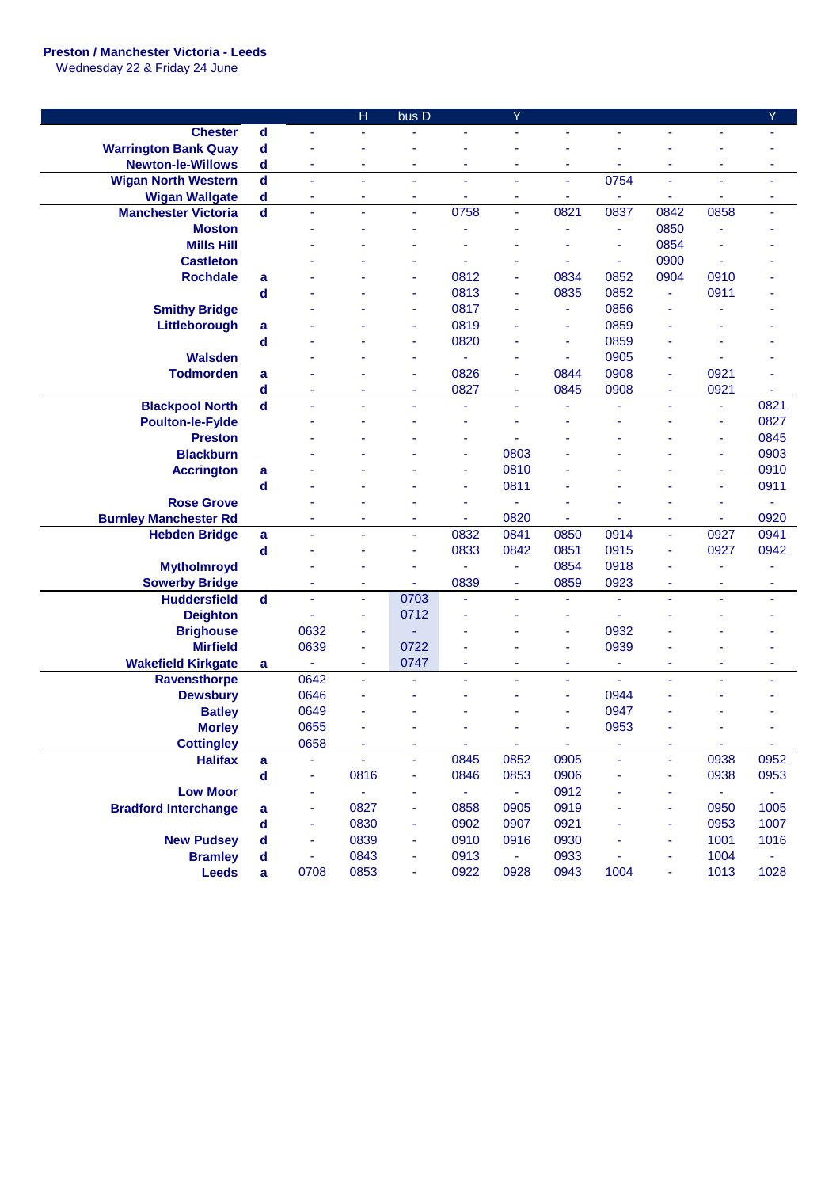**Preston / Manchester Victoria - Leeds**
Wednesday 22 & Friday 24 June

| | | | H | bus D | | Y | | | | | Y |
|---|---|---|---|---|---|---|---|---|---|---|---|
| **Chester** | d | - | - | - | - | - | - | - | - | - | - |
| **Warrington Bank Quay** | d | - | - | - | - | - | - | - | - | - | - |
| **Newton-le-Willows** | d | - | - | - | - | - | - | - | - | - | - |
| **Wigan North Western** | d | - | - | - | - | - | - | 0754 | - | - | - |
| **Wigan Wallgate** | d | - | - | - | - | - | - | - | - | - | - |
| **Manchester Victoria** | d | - | - | - | 0758 | - | 0821 | 0837 | 0842 | 0858 | - |
| **Moston** | | - | - | - | - | - | - | - | 0850 | - | - |
| **Mills Hill** | | - | - | - | - | - | - | - | 0854 | - | - |
| **Castleton** | | - | - | - | - | - | - | - | 0900 | - | - |
| **Rochdale** | a | - | - | - | 0812 | - | 0834 | 0852 | 0904 | 0910 | - |
| | d | - | - | - | 0813 | - | 0835 | 0852 | - | 0911 | - |
| **Smithy Bridge** | | - | - | - | 0817 | - | - | 0856 | - | - | - |
| **Littleborough** | a | - | - | - | 0819 | - | - | 0859 | - | - | - |
| | d | - | - | - | 0820 | - | - | 0859 | - | - | - |
| **Walsden** | | - | - | - | - | - | - | 0905 | - | - | - |
| **Todmorden** | a | - | - | - | 0826 | - | 0844 | 0908 | - | 0921 | - |
| | d | - | - | - | 0827 | - | 0845 | 0908 | - | 0921 | - |
| **Blackpool North** | d | - | - | - | - | - | - | - | - | - | 0821 |
| **Poulton-le-Fylde** | | - | - | - | - | - | - | - | - | - | 0827 |
| **Preston** | | - | - | - | - | - | - | - | - | - | 0845 |
| **Blackburn** | | - | - | - | - | 0803 | - | - | - | - | 0903 |
| **Accrington** | a | - | - | - | - | 0810 | - | - | - | - | 0910 |
| | d | - | - | - | - | 0811 | - | - | - | - | 0911 |
| **Rose Grove** | | - | - | - | - | - | - | - | - | - | - |
| **Burnley Manchester Rd** | | - | - | - | - | 0820 | - | - | - | - | 0920 |
| **Hebden Bridge** | a | - | - | - | 0832 | 0841 | 0850 | 0914 | - | 0927 | 0941 |
| | d | - | - | - | 0833 | 0842 | 0851 | 0915 | - | 0927 | 0942 |
| **Mytholmroyd** | | - | - | - | - | - | 0854 | 0918 | - | - | - |
| **Sowerby Bridge** | | - | - | - | 0839 | - | 0859 | 0923 | - | - | - |
| **Huddersfield** | d | - | - | 0703 | - | - | - | - | - | - | - |
| **Deighton** | | - | - | 0712 | - | - | - | - | - | - | - |
| **Brighouse** | | 0632 | - | - | - | - | - | 0932 | - | - | - |
| **Mirfield** | | 0639 | - | 0722 | - | - | - | 0939 | - | - | - |
| **Wakefield Kirkgate** | a | - | - | 0747 | - | - | - | - | - | - | - |
| **Ravensthorpe** | | 0642 | - | - | - | - | - | - | - | - | - |
| **Dewsbury** | | 0646 | - | - | - | - | - | 0944 | - | - | - |
| **Batley** | | 0649 | - | - | - | - | - | 0947 | - | - | - |
| **Morley** | | 0655 | - | - | - | - | - | 0953 | - | - | - |
| **Cottingley** | | 0658 | - | - | - | - | - | - | - | - | - |
| **Halifax** | a | - | - | - | 0845 | 0852 | 0905 | - | - | 0938 | 0952 |
| | d | - | 0816 | - | 0846 | 0853 | 0906 | - | - | 0938 | 0953 |
| **Low Moor** | | - | - | - | - | - | 0912 | - | - | - | - |
| **Bradford Interchange** | a | - | 0827 | - | 0858 | 0905 | 0919 | - | - | 0950 | 1005 |
| | d | - | 0830 | - | 0902 | 0907 | 0921 | - | - | 0953 | 1007 |
| **New Pudsey** | d | - | 0839 | - | 0910 | 0916 | 0930 | - | - | 1001 | 1016 |
| **Bramley** | d | - | 0843 | - | 0913 | - | 0933 | - | - | 1004 | - |
| **Leeds** | a | 0708 | 0853 | - | 0922 | 0928 | 0943 | 1004 | - | 1013 | 1028 |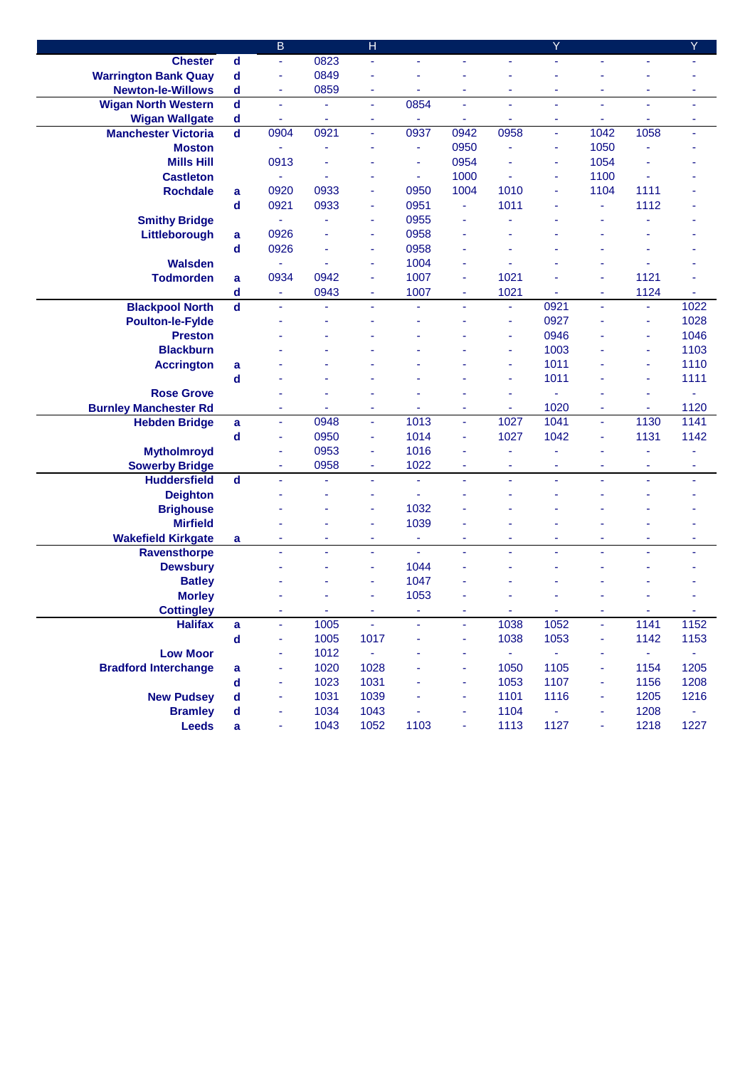| | | B | | H | | | | Y | | | Y |
|---|---|---|---|---|---|---|---|---|---|---|---|
| **Chester** | d | - | 0823 | - | - | - | - | - | - | - | - |
| **Warrington Bank Quay** | d | - | 0849 | - | - | - | - | - | - | - | - |
| **Newton-le-Willows** | d | - | 0859 | - | - | - | - | - | - | - | - |
| **Wigan North Western** | d | - | - | - | 0854 | - | - | - | - | - | - |
| **Wigan Wallgate** | d | - | - | - | - | - | - | - | - | - | - |
| **Manchester Victoria** | d | 0904 | 0921 | - | 0937 | 0942 | 0958 | - | 1042 | 1058 | - |
| **Moston** | | - | - | - | - | 0950 | - | - | 1050 | - | - |
| **Mills Hill** | | 0913 | - | - | - | 0954 | - | - | 1054 | - | - |
| **Castleton** | | - | - | - | - | 1000 | - | - | 1100 | - | - |
| **Rochdale** | a | 0920 | 0933 | - | 0950 | 1004 | 1010 | - | 1104 | 1111 | - |
| | d | 0921 | 0933 | - | 0951 | - | 1011 | - | - | 1112 | - |
| **Smithy Bridge** | | - | - | - | 0955 | - | - | - | - | - | - |
| **Littleborough** | a | 0926 | - | - | 0958 | - | - | - | - | - | - |
| | d | 0926 | - | - | 0958 | - | - | - | - | - | - |
| **Walsden** | | - | - | - | 1004 | - | - | - | - | - | - |
| **Todmorden** | a | 0934 | 0942 | - | 1007 | - | 1021 | - | - | 1121 | - |
| | d | - | 0943 | - | 1007 | - | 1021 | - | - | 1124 | - |
| **Blackpool North** | d | - | - | - | - | - | - | 0921 | - | - | 1022 |
| **Poulton-le-Fylde** | | - | - | - | - | - | - | 0927 | - | - | 1028 |
| **Preston** | | - | - | - | - | - | - | 0946 | - | - | 1046 |
| **Blackburn** | | - | - | - | - | - | - | 1003 | - | - | 1103 |
| **Accrington** | a | - | - | - | - | - | - | 1011 | - | - | 1110 |
| | d | - | - | - | - | - | - | 1011 | - | - | 1111 |
| **Rose Grove** | | - | - | - | - | - | - | - | - | - | - |
| **Burnley Manchester Rd** | | - | - | - | - | - | - | 1020 | - | - | 1120 |
| **Hebden Bridge** | a | - | 0948 | - | 1013 | - | 1027 | 1041 | - | 1130 | 1141 |
| | d | - | 0950 | - | 1014 | - | 1027 | 1042 | - | 1131 | 1142 |
| **Mytholmroyd** | | - | 0953 | - | 1016 | - | - | - | - | - | - |
| **Sowerby Bridge** | | - | 0958 | - | 1022 | - | - | - | - | - | - |
| **Huddersfield** | d | - | - | - | - | - | - | - | - | - | - |
| **Deighton** | | - | - | - | - | - | - | - | - | - | - |
| **Brighouse** | | - | - | - | 1032 | - | - | - | - | - | - |
| **Mirfield** | | - | - | - | 1039 | - | - | - | - | - | - |
| **Wakefield Kirkgate** | a | - | - | - | - | - | - | - | - | - | - |
| **Ravensthorpe** | | - | - | - | - | - | - | - | - | - | - |
| **Dewsbury** | | - | - | - | 1044 | - | - | - | - | - | - |
| **Batley** | | - | - | - | 1047 | - | - | - | - | - | - |
| **Morley** | | - | - | - | 1053 | - | - | - | - | - | - |
| **Cottingley** | | - | - | - | - | - | - | - | - | - | - |
| **Halifax** | a | - | 1005 | - | - | - | 1038 | 1052 | - | 1141 | 1152 |
| | d | - | 1005 | 1017 | - | - | 1038 | 1053 | - | 1142 | 1153 |
| **Low Moor** | | - | 1012 | - | - | - | - | - | - | - | - |
| **Bradford Interchange** | a | - | 1020 | 1028 | - | - | 1050 | 1105 | - | 1154 | 1205 |
| | d | - | 1023 | 1031 | - | - | 1053 | 1107 | - | 1156 | 1208 |
| **New Pudsey** | d | - | 1031 | 1039 | - | - | 1101 | 1116 | - | 1205 | 1216 |
| **Bramley** | d | - | 1034 | 1043 | - | - | 1104 | - | - | 1208 | - |
| **Leeds** | a | - | 1043 | 1052 | 1103 | - | 1113 | 1127 | - | 1218 | 1227 |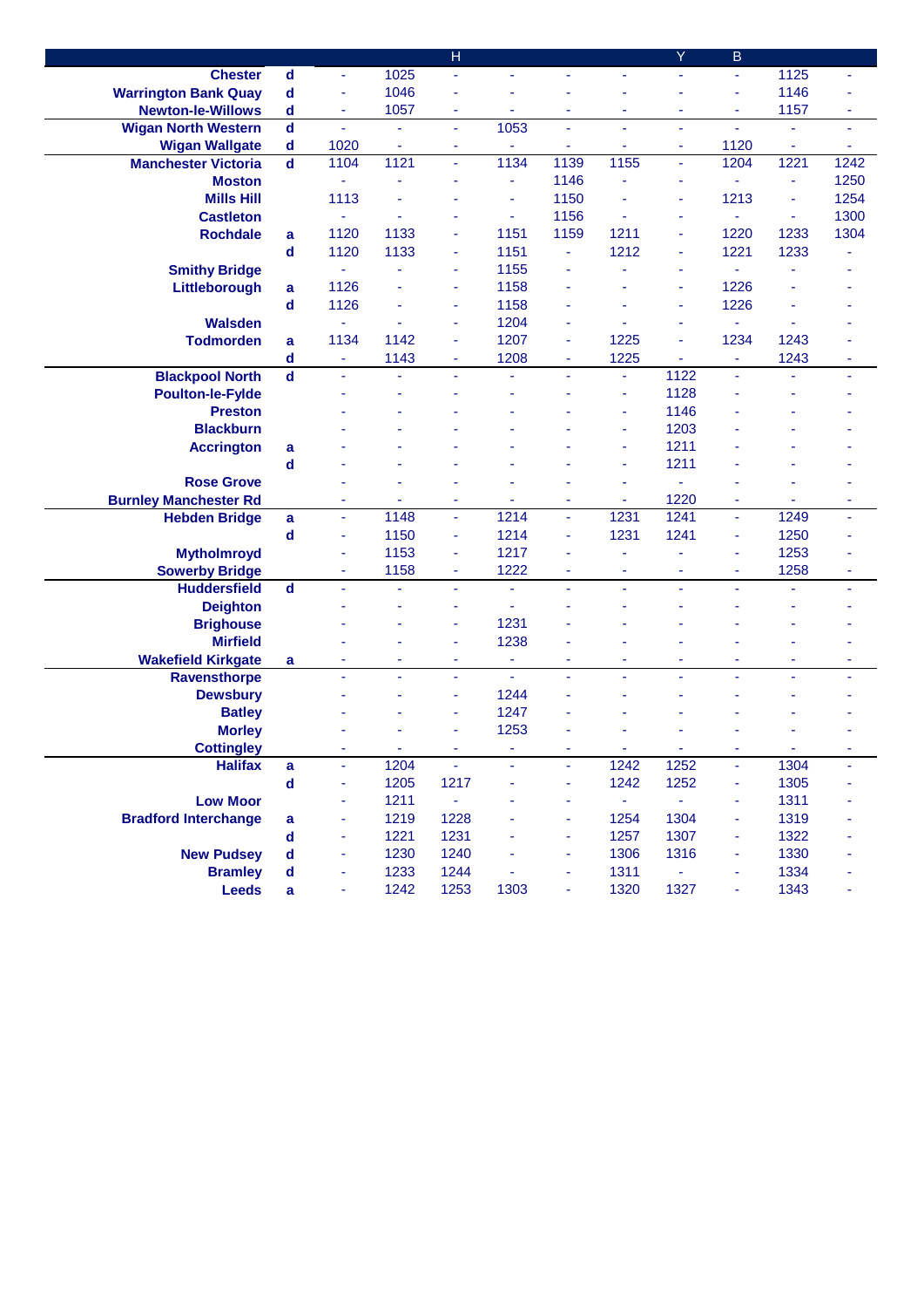| | | | | H | | | | | Y | B | | |
|---|---|---|---|---|---|---|---|---|---|---|---|---|
| **Chester** | **d** | - | 1025 | - | - | - | - | - | - | 1125 | - |
| **Warrington Bank Quay** | **d** | - | 1046 | - | - | - | - | - | - | 1146 | - |
| **Newton-le-Willows** | **d** | - | 1057 | - | - | - | - | - | - | 1157 | - |
| **Wigan North Western** | **d** | - | - | - | 1053 | - | - | - | - | - | - |
| **Wigan Wallgate** | **d** | 1020 | - | - | - | - | - | - | 1120 | - | - |
| **Manchester Victoria** | **d** | 1104 | 1121 | - | 1134 | 1139 | 1155 | - | 1204 | 1221 | 1242 |
| **Moston** | | - | - | - | - | 1146 | - | - | - | - | 1250 |
| **Mills Hill** | | 1113 | - | - | - | 1150 | - | - | 1213 | - | 1254 |
| **Castleton** | | - | - | - | - | 1156 | - | - | - | - | 1300 |
| **Rochdale** | **a** | 1120 | 1133 | - | 1151 | 1159 | 1211 | - | 1220 | 1233 | 1304 |
| | **d** | 1120 | 1133 | - | 1151 | - | 1212 | - | 1221 | 1233 | - |
| **Smithy Bridge** | | - | - | - | 1155 | - | - | - | - | - | - |
| **Littleborough** | **a** | 1126 | - | - | 1158 | - | - | - | 1226 | - | - |
| | **d** | 1126 | - | - | 1158 | - | - | - | 1226 | - | - |
| **Walsden** | | - | - | - | 1204 | - | - | - | - | - | - |
| **Todmorden** | **a** | 1134 | 1142 | - | 1207 | - | 1225 | - | 1234 | 1243 | - |
| | **d** | - | 1143 | - | 1208 | - | 1225 | - | - | 1243 | - |
| **Blackpool North** | **d** | - | - | - | - | - | - | 1122 | - | - | - |
| **Poulton-le-Fylde** | | - | - | - | - | - | - | 1128 | - | - | - |
| **Preston** | | - | - | - | - | - | - | 1146 | - | - | - |
| **Blackburn** | | - | - | - | - | - | - | 1203 | - | - | - |
| **Accrington** | **a** | - | - | - | - | - | - | 1211 | - | - | - |
| | **d** | - | - | - | - | - | - | 1211 | - | - | - |
| **Rose Grove** | | - | - | - | - | - | - | - | - | - | - |
| **Burnley Manchester Rd** | | - | - | - | - | - | - | 1220 | - | - | - |
| **Hebden Bridge** | **a** | - | 1148 | - | 1214 | - | 1231 | 1241 | - | 1249 | - |
| | **d** | - | 1150 | - | 1214 | - | 1231 | 1241 | - | 1250 | - |
| **Mytholmroyd** | | - | 1153 | - | 1217 | - | - | - | - | 1253 | - |
| **Sowerby Bridge** | | - | 1158 | - | 1222 | - | - | - | - | 1258 | - |
| **Huddersfield** | **d** | - | - | - | - | - | - | - | - | - | - |
| **Deighton** | | - | - | - | - | - | - | - | - | - | - |
| **Brighouse** | | - | - | - | 1231 | - | - | - | - | - | - |
| **Mirfield** | | - | - | - | 1238 | - | - | - | - | - | - |
| **Wakefield Kirkgate** | **a** | - | - | - | - | - | - | - | - | - | - |
| **Ravensthorpe** | | - | - | - | - | - | - | - | - | - | - |
| **Dewsbury** | | - | - | - | 1244 | - | - | - | - | - | - |
| **Batley** | | - | - | - | 1247 | - | - | - | - | - | - |
| **Morley** | | - | - | - | 1253 | - | - | - | - | - | - |
| **Cottingley** | | - | - | - | - | - | - | - | - | - | - |
| **Halifax** | **a** | - | 1204 | - | - | - | 1242 | 1252 | - | 1304 | - |
| | **d** | - | 1205 | 1217 | - | - | 1242 | 1252 | - | 1305 | - |
| **Low Moor** | | - | 1211 | - | - | - | - | - | - | 1311 | - |
| **Bradford Interchange** | **a** | - | 1219 | 1228 | - | - | 1254 | 1304 | - | 1319 | - |
| | **d** | - | 1221 | 1231 | - | - | 1257 | 1307 | - | 1322 | - |
| **New Pudsey** | **d** | - | 1230 | 1240 | - | - | 1306 | 1316 | - | 1330 | - |
| **Bramley** | **d** | - | 1233 | 1244 | - | - | 1311 | - | - | 1334 | - |
| **Leeds** | **a** | - | 1242 | 1253 | 1303 | - | 1320 | 1327 | - | 1343 | - |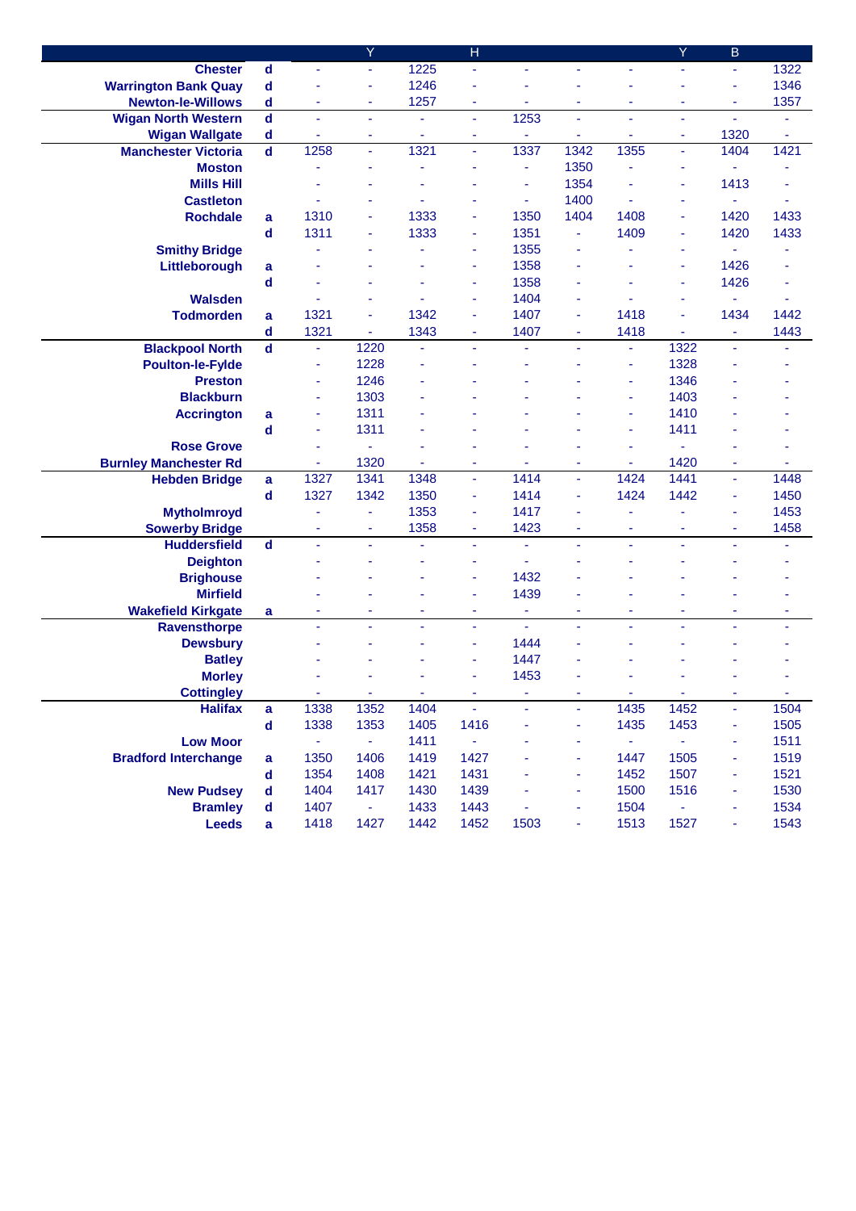| | | | Y | | H | | | | Y | B | |
|---|---|---|---|---|---|---|---|---|---|---|---|
| **Chester** | **d** | - | - | 1225 | - | - | - | - | - | - | 1322 |
| **Warrington Bank Quay** | **d** | - | - | 1246 | - | - | - | - | - | - | 1346 |
| **Newton-le-Willows** | **d** | - | - | 1257 | - | - | - | - | - | - | 1357 |
| **Wigan North Western** | **d** | - | - | - | - | 1253 | - | - | - | - | - |
| **Wigan Wallgate** | **d** | - | - | - | - | - | - | - | - | 1320 | - |
| **Manchester Victoria** | **d** | 1258 | - | 1321 | - | 1337 | 1342 | 1355 | - | 1404 | 1421 |
| **Moston** | | - | - | - | - | - | 1350 | - | - | - | - |
| **Mills Hill** | | - | - | - | - | - | 1354 | - | - | 1413 | - |
| **Castleton** | | - | - | - | - | - | 1400 | - | - | - | - |
| **Rochdale** | **a** | 1310 | - | 1333 | - | 1350 | 1404 | 1408 | - | 1420 | 1433 |
| | **d** | 1311 | - | 1333 | - | 1351 | - | 1409 | - | 1420 | 1433 |
| **Smithy Bridge** | | - | - | - | - | 1355 | - | - | - | - | - |
| **Littleborough** | **a** | - | - | - | - | 1358 | - | - | - | 1426 | - |
| | **d** | - | - | - | - | 1358 | - | - | - | 1426 | - |
| **Walsden** | | - | - | - | - | 1404 | - | - | - | - | - |
| **Todmorden** | **a** | 1321 | - | 1342 | - | 1407 | - | 1418 | - | 1434 | 1442 |
| | **d** | 1321 | - | 1343 | - | 1407 | - | 1418 | - | - | 1443 |
| **Blackpool North** | **d** | - | 1220 | - | - | - | - | - | 1322 | - | - |
| **Poulton-le-Fylde** | | - | 1228 | - | - | - | - | - | 1328 | - | - |
| **Preston** | | - | 1246 | - | - | - | - | - | 1346 | - | - |
| **Blackburn** | | - | 1303 | - | - | - | - | - | 1403 | - | - |
| **Accrington** | **a** | - | 1311 | - | - | - | - | - | 1410 | - | - |
| | **d** | - | 1311 | - | - | - | - | - | 1411 | - | - |
| **Rose Grove** | | - | - | - | - | - | - | - | - | - | - |
| **Burnley Manchester Rd** | | - | 1320 | - | - | - | - | - | 1420 | - | - |
| **Hebden Bridge** | **a** | 1327 | 1341 | 1348 | - | 1414 | - | 1424 | 1441 | - | 1448 |
| | **d** | 1327 | 1342 | 1350 | - | 1414 | - | 1424 | 1442 | - | 1450 |
| **Mytholmroyd** | | - | - | 1353 | - | 1417 | - | - | - | - | 1453 |
| **Sowerby Bridge** | | - | - | 1358 | - | 1423 | - | - | - | - | 1458 |
| **Huddersfield** | **d** | - | - | - | - | - | - | - | - | - | - |
| **Deighton** | | - | - | - | - | - | - | - | - | - | - |
| **Brighouse** | | - | - | - | - | 1432 | - | - | - | - | - |
| **Mirfield** | | - | - | - | - | 1439 | - | - | - | - | - |
| **Wakefield Kirkgate** | **a** | - | - | - | - | - | - | - | - | - | - |
| **Ravensthorpe** | | - | - | - | - | - | - | - | - | - | - |
| **Dewsbury** | | - | - | - | - | 1444 | - | - | - | - | - |
| **Batley** | | - | - | - | - | 1447 | - | - | - | - | - |
| **Morley** | | - | - | - | - | 1453 | - | - | - | - | - |
| **Cottingley** | | - | - | - | - | - | - | - | - | - | - |
| **Halifax** | **a** | 1338 | 1352 | 1404 | - | - | - | 1435 | 1452 | - | 1504 |
| | **d** | 1338 | 1353 | 1405 | 1416 | - | - | 1435 | 1453 | - | 1505 |
| **Low Moor** | | - | - | 1411 | - | - | - | - | - | - | 1511 |
| **Bradford Interchange** | **a** | 1350 | 1406 | 1419 | 1427 | - | - | 1447 | 1505 | - | 1519 |
| | **d** | 1354 | 1408 | 1421 | 1431 | - | - | 1452 | 1507 | - | 1521 |
| **New Pudsey** | **d** | 1404 | 1417 | 1430 | 1439 | - | - | 1500 | 1516 | - | 1530 |
| **Bramley** | **d** | 1407 | - | 1433 | 1443 | - | - | 1504 | - | - | 1534 |
| **Leeds** | **a** | 1418 | 1427 | 1442 | 1452 | 1503 | - | 1513 | 1527 | - | 1543 |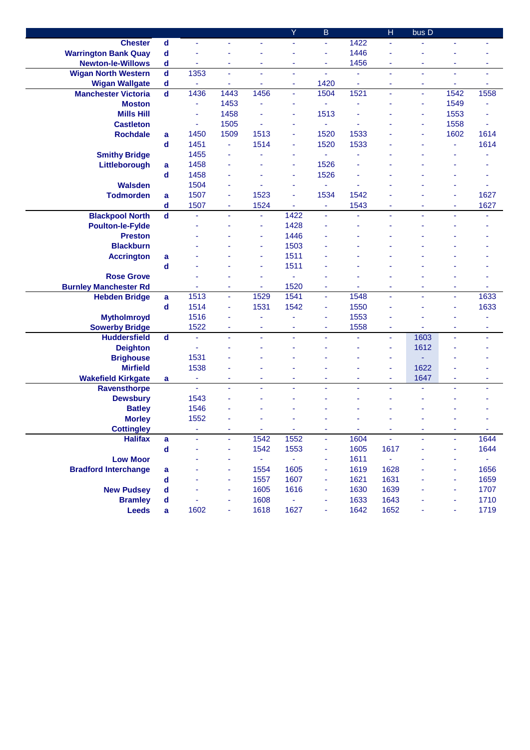| | | | | | Y | B | | H | bus D | | |
|---|---|---|---|---|---|---|---|---|---|---|---|
| **Chester** | d | - | - | - | - | - | 1422 | - | - | - | - |
| **Warrington Bank Quay** | d | - | - | - | - | - | 1446 | - | - | - | - |
| **Newton-le-Willows** | d | - | - | - | - | - | 1456 | - | - | - | - |
| **Wigan North Western** | d | 1353 | - | - | - | - | - | - | - | - | - |
| **Wigan Wallgate** | d | - | - | - | - | 1420 | - | - | - | - | - |
| **Manchester Victoria** | d | 1436 | 1443 | 1456 | - | 1504 | 1521 | - | - | 1542 | 1558 |
| **Moston** | | - | 1453 | - | - | - | - | - | - | 1549 | - |
| **Mills Hill** | | - | 1458 | - | - | 1513 | - | - | - | 1553 | - |
| **Castleton** | | - | 1505 | - | - | - | - | - | - | 1558 | - |
| **Rochdale** | a | 1450 | 1509 | 1513 | - | 1520 | 1533 | - | - | 1602 | 1614 |
| | d | 1451 | - | 1514 | - | 1520 | 1533 | - | - | - | 1614 |
| **Smithy Bridge** | | 1455 | - | - | - | - | - | - | - | - | - |
| **Littleborough** | a | 1458 | - | - | - | 1526 | - | - | - | - | - |
| | d | 1458 | - | - | - | 1526 | - | - | - | - | - |
| **Walsden** | | 1504 | - | - | - | - | - | - | - | - | - |
| **Todmorden** | a | 1507 | - | 1523 | - | 1534 | 1542 | - | - | - | 1627 |
| | d | 1507 | - | 1524 | - | - | 1543 | - | - | - | 1627 |
| **Blackpool North** | d | - | - | - | 1422 | - | - | - | - | - | - |
| **Poulton-le-Fylde** | | - | - | - | 1428 | - | - | - | - | - | - |
| **Preston** | | - | - | - | 1446 | - | - | - | - | - | - |
| **Blackburn** | | - | - | - | 1503 | - | - | - | - | - | - |
| **Accrington** | a | - | - | - | 1511 | - | - | - | - | - | - |
| | d | - | - | - | 1511 | - | - | - | - | - | - |
| **Rose Grove** | | - | - | - | - | - | - | - | - | - | - |
| **Burnley Manchester Rd** | | - | - | - | 1520 | - | - | - | - | - | - |
| **Hebden Bridge** | a | 1513 | - | 1529 | 1541 | - | 1548 | - | - | - | 1633 |
| | d | 1514 | - | 1531 | 1542 | - | 1550 | - | - | - | 1633 |
| **Mytholmroyd** | | 1516 | - | - | - | - | 1553 | - | - | - | - |
| **Sowerby Bridge** | | 1522 | - | - | - | - | 1558 | - | - | - | - |
| **Huddersfield** | d | - | - | - | - | - | - | - | 1603 | - | - |
| **Deighton** | | - | - | - | - | - | - | - | 1612 | - | - |
| **Brighouse** | | 1531 | - | - | - | - | - | - | - | - | - |
| **Mirfield** | | 1538 | - | - | - | - | - | - | 1622 | - | - |
| **Wakefield Kirkgate** | a | - | - | - | - | - | - | - | 1647 | - | - |
| **Ravensthorpe** | | - | - | - | - | - | - | - | - | - | - |
| **Dewsbury** | | 1543 | - | - | - | - | - | - | - | - | - |
| **Batley** | | 1546 | - | - | - | - | - | - | - | - | - |
| **Morley** | | 1552 | - | - | - | - | - | - | - | - | - |
| **Cottingley** | | - | - | - | - | - | - | - | - | - | - |
| **Halifax** | a | - | - | 1542 | 1552 | - | 1604 | - | - | - | 1644 |
| | d | - | - | 1542 | 1553 | - | 1605 | 1617 | - | - | 1644 |
| **Low Moor** | | - | - | - | - | - | 1611 | - | - | - | - |
| **Bradford Interchange** | a | - | - | 1554 | 1605 | - | 1619 | 1628 | - | - | 1656 |
| | d | - | - | 1557 | 1607 | - | 1621 | 1631 | - | - | 1659 |
| **New Pudsey** | d | - | - | 1605 | 1616 | - | 1630 | 1639 | - | - | 1707 |
| **Bramley** | d | - | - | 1608 | - | - | 1633 | 1643 | - | - | 1710 |
| **Leeds** | a | 1602 | - | 1618 | 1627 | - | 1642 | 1652 | - | - | 1719 |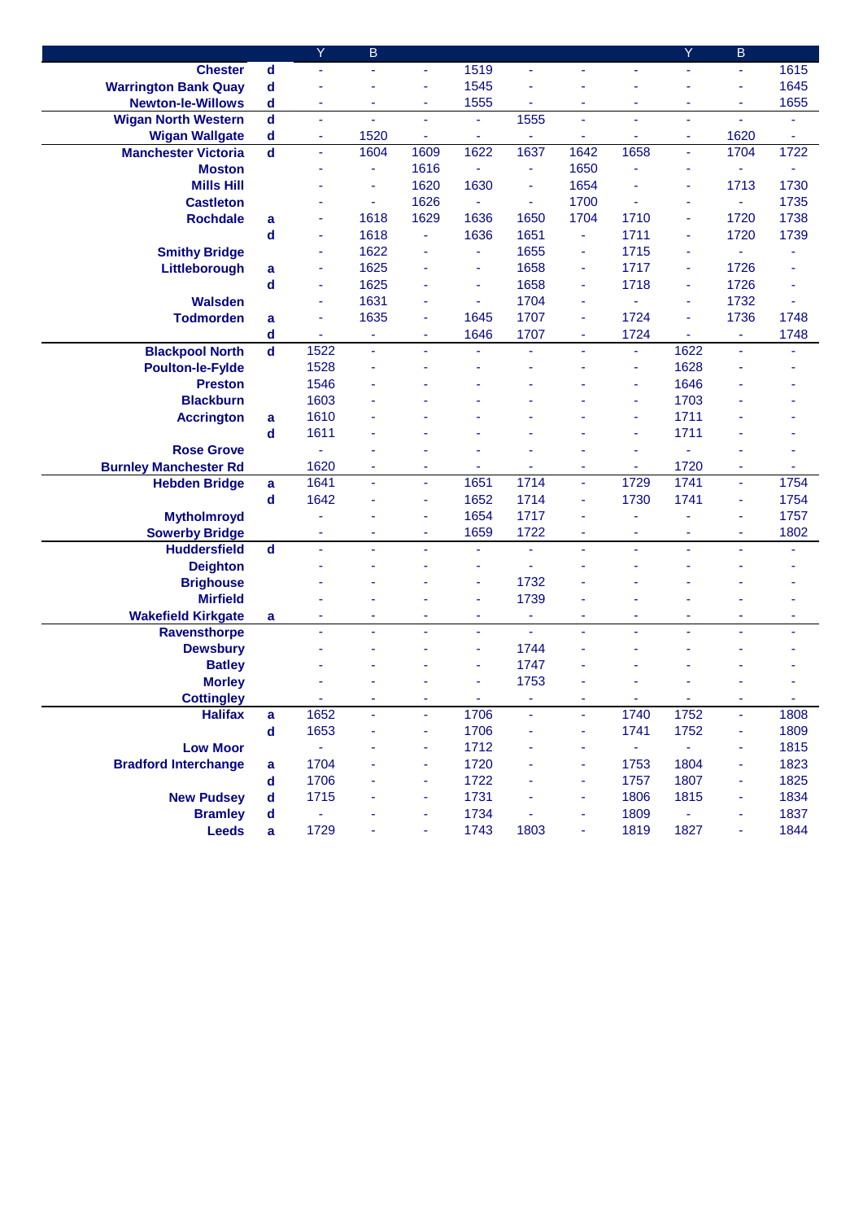| | | Y | B | | | | | | Y | B | |
|---|---|---|---|---|---|---|---|---|---|---|---|
| **Chester** | **d** | - | - | - | 1519 | - | - | - | - | - | 1615 |
| **Warrington Bank Quay** | **d** | - | - | - | 1545 | - | - | - | - | - | 1645 |
| **Newton-le-Willows** | **d** | - | - | - | 1555 | - | - | - | - | - | 1655 |
| **Wigan North Western** | **d** | - | - | - | - | 1555 | - | - | - | - | - |
| **Wigan Wallgate** | **d** | - | 1520 | - | - | - | - | - | - | 1620 | - |
| **Manchester Victoria** | **d** | - | 1604 | 1609 | 1622 | 1637 | 1642 | 1658 | - | 1704 | 1722 |
| **Moston** | | - | - | 1616 | - | - | 1650 | - | - | - | - |
| **Mills Hill** | | - | - | 1620 | 1630 | - | 1654 | - | - | 1713 | 1730 |
| **Castleton** | | - | - | 1626 | - | - | 1700 | - | - | - | 1735 |
| **Rochdale** | **a** | - | 1618 | 1629 | 1636 | 1650 | 1704 | 1710 | - | 1720 | 1738 |
| | **d** | - | 1618 | - | 1636 | 1651 | - | 1711 | - | 1720 | 1739 |
| **Smithy Bridge** | | - | 1622 | - | - | 1655 | - | 1715 | - | - | - |
| **Littleborough** | **a** | - | 1625 | - | - | 1658 | - | 1717 | - | 1726 | - |
| | **d** | - | 1625 | - | - | 1658 | - | 1718 | - | 1726 | - |
| **Walsden** | | - | 1631 | - | - | 1704 | - | - | - | 1732 | - |
| **Todmorden** | **a** | - | 1635 | - | 1645 | 1707 | - | 1724 | - | 1736 | 1748 |
| | **d** | - | - | - | 1646 | 1707 | - | 1724 | - | - | 1748 |
| **Blackpool North** | **d** | 1522 | - | - | - | - | - | - | 1622 | - | - |
| **Poulton-le-Fylde** | | 1528 | - | - | - | - | - | - | 1628 | - | - |
| **Preston** | | 1546 | - | - | - | - | - | - | 1646 | - | - |
| **Blackburn** | | 1603 | - | - | - | - | - | - | 1703 | - | - |
| **Accrington** | **a** | 1610 | - | - | - | - | - | - | 1711 | - | - |
| | **d** | 1611 | - | - | - | - | - | - | 1711 | - | - |
| **Rose Grove** | | - | - | - | - | - | - | - | - | - | - |
| **Burnley Manchester Rd** | | 1620 | - | - | - | - | - | - | 1720 | - | - |
| **Hebden Bridge** | **a** | 1641 | - | - | 1651 | 1714 | - | 1729 | 1741 | - | 1754 |
| | **d** | 1642 | - | - | 1652 | 1714 | - | 1730 | 1741 | - | 1754 |
| **Mytholmroyd** | | - | - | - | 1654 | 1717 | - | - | - | - | 1757 |
| **Sowerby Bridge** | | - | - | - | 1659 | 1722 | - | - | - | - | 1802 |
| **Huddersfield** | **d** | - | - | - | - | - | - | - | - | - | - |
| **Deighton** | | - | - | - | - | - | - | - | - | - | - |
| **Brighouse** | | - | - | - | - | 1732 | - | - | - | - | - |
| **Mirfield** | | - | - | - | - | 1739 | - | - | - | - | - |
| **Wakefield Kirkgate** | **a** | - | - | - | - | - | - | - | - | - | - |
| **Ravensthorpe** | | - | - | - | - | - | - | - | - | - | - |
| **Dewsbury** | | - | - | - | - | 1744 | - | - | - | - | - |
| **Batley** | | - | - | - | - | 1747 | - | - | - | - | - |
| **Morley** | | - | - | - | - | 1753 | - | - | - | - | - |
| **Cottingley** | | - | - | - | - | - | - | - | - | - | - |
| **Halifax** | **a** | 1652 | - | - | 1706 | - | - | 1740 | 1752 | - | 1808 |
| | **d** | 1653 | - | - | 1706 | - | - | 1741 | 1752 | - | 1809 |
| **Low Moor** | | - | - | - | 1712 | - | - | - | - | - | 1815 |
| **Bradford Interchange** | **a** | 1704 | - | - | 1720 | - | - | 1753 | 1804 | - | 1823 |
| | **d** | 1706 | - | - | 1722 | - | - | 1757 | 1807 | - | 1825 |
| **New Pudsey** | **d** | 1715 | - | - | 1731 | - | - | 1806 | 1815 | - | 1834 |
| **Bramley** | **d** | - | - | - | 1734 | - | - | 1809 | - | - | 1837 |
| **Leeds** | **a** | 1729 | - | - | 1743 | 1803 | - | 1819 | 1827 | - | 1844 |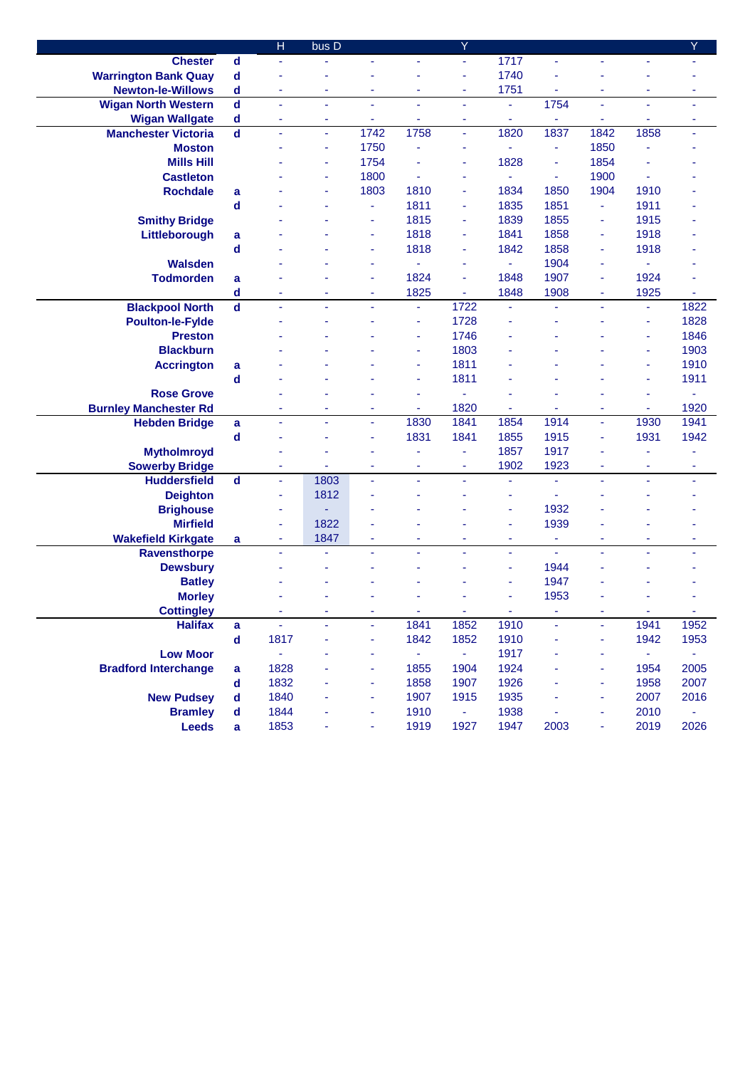| | | H | bus D | | | Y | | | | | Y |
|---|---|---|---|---|---|---|---|---|---|---|---|
| **Chester** | **d** | - | - | - | - | - | 1717 | - | - | - | - |
| **Warrington Bank Quay** | **d** | - | - | - | - | - | 1740 | - | - | - | - |
| **Newton-le-Willows** | **d** | - | - | - | - | - | 1751 | - | - | - | - |
| **Wigan North Western** | **d** | - | - | - | - | - | - | 1754 | - | - | - |
| **Wigan Wallgate** | **d** | - | - | - | - | - | - | - | - | - | - |
| **Manchester Victoria** | **d** | - | - | 1742 | 1758 | - | 1820 | 1837 | 1842 | 1858 | - |
| **Moston** | | - | - | 1750 | - | - | - | - | 1850 | - | - |
| **Mills Hill** | | - | - | 1754 | - | - | 1828 | - | 1854 | - | - |
| **Castleton** | | - | - | 1800 | - | - | - | - | 1900 | - | - |
| **Rochdale** | **a** | - | - | 1803 | 1810 | - | 1834 | 1850 | 1904 | 1910 | - |
| | **d** | - | - | - | 1811 | - | 1835 | 1851 | - | 1911 | - |
| **Smithy Bridge** | | - | - | - | 1815 | - | 1839 | 1855 | - | 1915 | - |
| **Littleborough** | **a** | - | - | - | 1818 | - | 1841 | 1858 | - | 1918 | - |
| | **d** | - | - | - | 1818 | - | 1842 | 1858 | - | 1918 | - |
| **Walsden** | | - | - | - | - | - | - | 1904 | - | - | - |
| **Todmorden** | **a** | - | - | - | 1824 | - | 1848 | 1907 | - | 1924 | - |
| | **d** | - | - | - | 1825 | - | 1848 | 1908 | - | 1925 | - |
| **Blackpool North** | **d** | - | - | - | - | 1722 | - | - | - | - | 1822 |
| **Poulton-le-Fylde** | | - | - | - | - | 1728 | - | - | - | - | 1828 |
| **Preston** | | - | - | - | - | 1746 | - | - | - | - | 1846 |
| **Blackburn** | | - | - | - | - | 1803 | - | - | - | - | 1903 |
| **Accrington** | **a** | - | - | - | - | 1811 | - | - | - | - | 1910 |
| | **d** | - | - | - | - | 1811 | - | - | - | - | 1911 |
| **Rose Grove** | | - | - | - | - | - | - | - | - | - | - |
| **Burnley Manchester Rd** | | - | - | - | - | 1820 | - | - | - | - | 1920 |
| **Hebden Bridge** | **a** | - | - | - | 1830 | 1841 | 1854 | 1914 | - | 1930 | 1941 |
| | **d** | - | - | - | 1831 | 1841 | 1855 | 1915 | - | 1931 | 1942 |
| **Mytholmroyd** | | - | - | - | - | - | 1857 | 1917 | - | - | - |
| **Sowerby Bridge** | | - | - | - | - | - | 1902 | 1923 | - | - | - |
| **Huddersfield** | **d** | - | 1803 | - | - | - | - | - | - | - | - |
| **Deighton** | | - | 1812 | - | - | - | - | - | - | - | - |
| **Brighouse** | | - | - | - | - | - | - | 1932 | - | - | - |
| **Mirfield** | | - | 1822 | - | - | - | - | 1939 | - | - | - |
| **Wakefield Kirkgate** | **a** | - | 1847 | - | - | - | - | - | - | - | - |
| **Ravensthorpe** | | - | - | - | - | - | - | - | - | - | - |
| **Dewsbury** | | - | - | - | - | - | - | 1944 | - | - | - |
| **Batley** | | - | - | - | - | - | - | 1947 | - | - | - |
| **Morley** | | - | - | - | - | - | - | 1953 | - | - | - |
| **Cottingley** | | - | - | - | - | - | - | - | - | - | - |
| **Halifax** | **a** | - | - | - | 1841 | 1852 | 1910 | - | - | 1941 | 1952 |
| | **d** | 1817 | - | - | 1842 | 1852 | 1910 | - | - | 1942 | 1953 |
| **Low Moor** | | - | - | - | - | - | 1917 | - | - | - | - |
| **Bradford Interchange** | **a** | 1828 | - | - | 1855 | 1904 | 1924 | - | - | 1954 | 2005 |
| | **d** | 1832 | - | - | 1858 | 1907 | 1926 | - | - | 1958 | 2007 |
| **New Pudsey** | **d** | 1840 | - | - | 1907 | 1915 | 1935 | - | - | 2007 | 2016 |
| **Bramley** | **d** | 1844 | - | - | 1910 | - | 1938 | - | - | 2010 | - |
| **Leeds** | **a** | 1853 | - | - | 1919 | 1927 | 1947 | 2003 | - | 2019 | 2026 |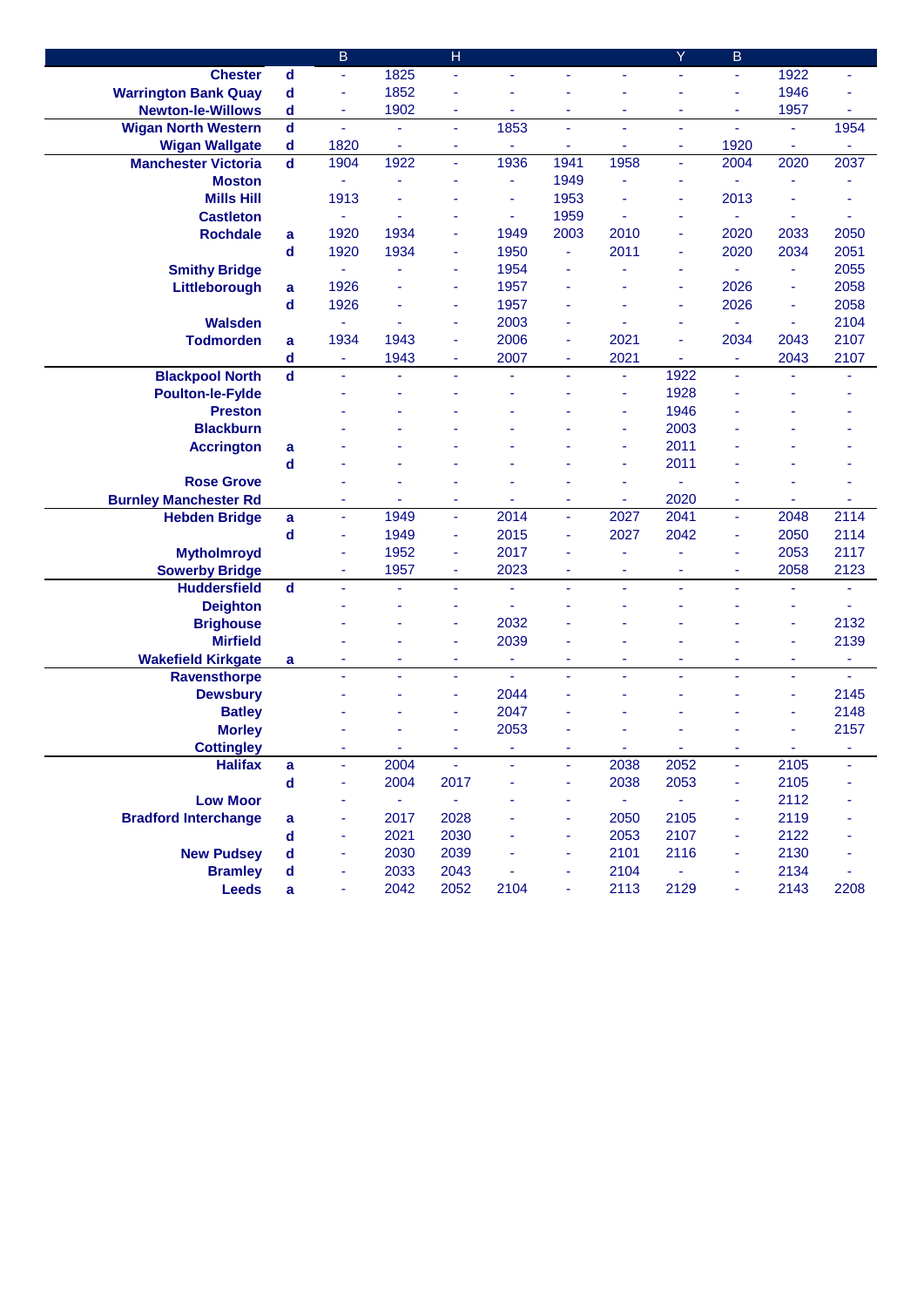| | | B | | H | | | | Y | B | | |
|---|---|---|---|---|---|---|---|---|---|---|---|
| **Chester** | **d** | - | 1825 | - | - | - | - | - | - | 1922 | - |
| **Warrington Bank Quay** | **d** | - | 1852 | - | - | - | - | - | - | 1946 | - |
| **Newton-le-Willows** | **d** | - | 1902 | - | - | - | - | - | - | 1957 | - |
| **Wigan North Western** | **d** | - | - | - | 1853 | - | - | - | - | - | 1954 |
| **Wigan Wallgate** | **d** | 1820 | - | - | - | - | - | - | 1920 | - | - |
| **Manchester Victoria** | **d** | 1904 | 1922 | - | 1936 | 1941 | 1958 | - | 2004 | 2020 | 2037 |
| **Moston** | | - | - | - | - | 1949 | - | - | - | - | - |
| **Mills Hill** | | 1913 | - | - | - | 1953 | - | - | 2013 | - | - |
| **Castleton** | | - | - | - | - | 1959 | - | - | - | - | - |
| **Rochdale** | **a** | 1920 | 1934 | - | 1949 | 2003 | 2010 | - | 2020 | 2033 | 2050 |
| | **d** | 1920 | 1934 | - | 1950 | - | 2011 | - | 2020 | 2034 | 2051 |
| **Smithy Bridge** | | - | - | - | 1954 | - | - | - | - | - | 2055 |
| **Littleborough** | **a** | 1926 | - | - | 1957 | - | - | - | 2026 | - | 2058 |
| | **d** | 1926 | - | - | 1957 | - | - | - | 2026 | - | 2058 |
| **Walsden** | | - | - | - | 2003 | - | - | - | - | - | 2104 |
| **Todmorden** | **a** | 1934 | 1943 | - | 2006 | - | 2021 | - | 2034 | 2043 | 2107 |
| | **d** | - | 1943 | - | 2007 | - | 2021 | - | - | 2043 | 2107 |
| **Blackpool North** | **d** | - | - | - | - | - | - | 1922 | - | - | - |
| **Poulton-le-Fylde** | | - | - | - | - | - | - | 1928 | - | - | - |
| **Preston** | | - | - | - | - | - | - | 1946 | - | - | - |
| **Blackburn** | | - | - | - | - | - | - | 2003 | - | - | - |
| **Accrington** | **a** | - | - | - | - | - | - | 2011 | - | - | - |
| | **d** | - | - | - | - | - | - | 2011 | - | - | - |
| **Rose Grove** | | - | - | - | - | - | - | - | - | - | - |
| **Burnley Manchester Rd** | | - | - | - | - | - | - | 2020 | - | - | - |
| **Hebden Bridge** | **a** | - | 1949 | - | 2014 | - | 2027 | 2041 | - | 2048 | 2114 |
| | **d** | - | 1949 | - | 2015 | - | 2027 | 2042 | - | 2050 | 2114 |
| **Mytholmroyd** | | - | 1952 | - | 2017 | - | - | - | - | 2053 | 2117 |
| **Sowerby Bridge** | | - | 1957 | - | 2023 | - | - | - | - | 2058 | 2123 |
| **Huddersfield** | **d** | - | - | - | - | - | - | - | - | - | - |
| **Deighton** | | - | - | - | - | - | - | - | - | - | - |
| **Brighouse** | | - | - | - | 2032 | - | - | - | - | - | 2132 |
| **Mirfield** | | - | - | - | 2039 | - | - | - | - | - | 2139 |
| **Wakefield Kirkgate** | **a** | - | - | - | - | - | - | - | - | - | - |
| **Ravensthorpe** | | - | - | - | - | - | - | - | - | - | - |
| **Dewsbury** | | - | - | - | 2044 | - | - | - | - | - | 2145 |
| **Batley** | | - | - | - | 2047 | - | - | - | - | - | 2148 |
| **Morley** | | - | - | - | 2053 | - | - | - | - | - | 2157 |
| **Cottingley** | | - | - | - | - | - | - | - | - | - | - |
| **Halifax** | **a** | - | 2004 | - | - | - | 2038 | 2052 | - | 2105 | - |
| | **d** | - | 2004 | 2017 | - | - | 2038 | 2053 | - | 2105 | - |
| **Low Moor** | | - | - | - | - | - | - | - | - | 2112 | - |
| **Bradford Interchange** | **a** | - | 2017 | 2028 | - | - | 2050 | 2105 | - | 2119 | - |
| | **d** | - | 2021 | 2030 | - | - | 2053 | 2107 | - | 2122 | - |
| **New Pudsey** | **d** | - | 2030 | 2039 | - | - | 2101 | 2116 | - | 2130 | - |
| **Bramley** | **d** | - | 2033 | 2043 | - | - | 2104 | - | - | 2134 | - |
| **Leeds** | **a** | - | 2042 | 2052 | 2104 | - | 2113 | 2129 | - | 2143 | 2208 |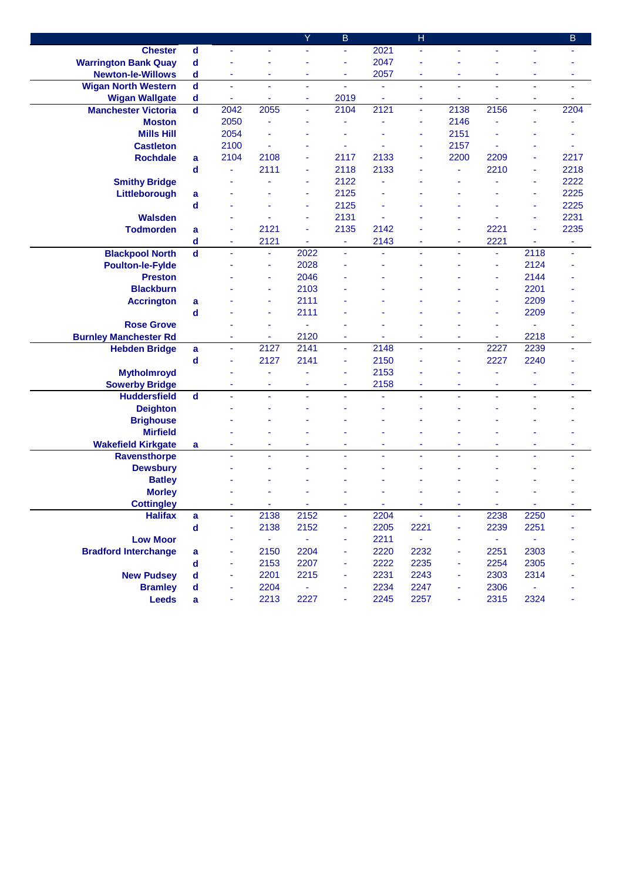| | | | | Y | B | | H | | | | B |
|---|---|---|---|---|---|---|---|---|---|---|---|
| **Chester** | d | - | - | - | - | 2021 | - | - | - | - | - |
| **Warrington Bank Quay** | d | - | - | - | - | 2047 | - | - | - | - | - |
| **Newton-le-Willows** | d | - | - | - | - | 2057 | - | - | - | - | - |
| **Wigan North Western** | d | - | - | - | - | - | - | - | - | - | - |
| **Wigan Wallgate** | d | - | - | - | 2019 | - | - | - | - | - | - |
| **Manchester Victoria** | d | 2042 | 2055 | - | 2104 | 2121 | - | 2138 | 2156 | - | 2204 |
| **Moston** | | 2050 | - | - | - | - | - | 2146 | - | - | - |
| **Mills Hill** | | 2054 | - | - | - | - | - | 2151 | - | - | - |
| **Castleton** | | 2100 | - | - | - | - | - | 2157 | - | - | - |
| **Rochdale** | a | 2104 | 2108 | - | 2117 | 2133 | - | 2200 | 2209 | - | 2217 |
| | d | - | 2111 | - | 2118 | 2133 | - | - | 2210 | - | 2218 |
| **Smithy Bridge** | | - | - | - | 2122 | - | - | - | - | - | 2222 |
| **Littleborough** | a | - | - | - | 2125 | - | - | - | - | - | 2225 |
| | d | - | - | - | 2125 | - | - | - | - | - | 2225 |
| **Walsden** | | - | - | - | 2131 | - | - | - | - | - | 2231 |
| **Todmorden** | a | - | 2121 | - | 2135 | 2142 | - | - | 2221 | - | 2235 |
| | d | - | 2121 | - | - | 2143 | - | - | 2221 | - | - |
| **Blackpool North** | d | - | - | 2022 | - | - | - | - | - | 2118 | - |
| **Poulton-le-Fylde** | | - | - | 2028 | - | - | - | - | - | 2124 | - |
| **Preston** | | - | - | 2046 | - | - | - | - | - | 2144 | - |
| **Blackburn** | | - | - | 2103 | - | - | - | - | - | 2201 | - |
| **Accrington** | a | - | - | 2111 | - | - | - | - | - | 2209 | - |
| | d | - | - | 2111 | - | - | - | - | - | 2209 | - |
| **Rose Grove** | | - | - | - | - | - | - | - | - | - | - |
| **Burnley Manchester Rd** | | - | - | 2120 | - | - | - | - | - | 2218 | - |
| **Hebden Bridge** | a | - | 2127 | 2141 | - | 2148 | - | - | 2227 | 2239 | - |
| | d | - | 2127 | 2141 | - | 2150 | - | - | 2227 | 2240 | - |
| **Mytholmroyd** | | - | - | - | - | 2153 | - | - | - | - | - |
| **Sowerby Bridge** | | - | - | - | - | 2158 | - | - | - | - | - |
| **Huddersfield** | d | - | - | - | - | - | - | - | - | - | - |
| **Deighton** | | - | - | - | - | - | - | - | - | - | - |
| **Brighouse** | | - | - | - | - | - | - | - | - | - | - |
| **Mirfield** | | - | - | - | - | - | - | - | - | - | - |
| **Wakefield Kirkgate** | a | - | - | - | - | - | - | - | - | - | - |
| **Ravensthorpe** | | - | - | - | - | - | - | - | - | - | - |
| **Dewsbury** | | - | - | - | - | - | - | - | - | - | - |
| **Batley** | | - | - | - | - | - | - | - | - | - | - |
| **Morley** | | - | - | - | - | - | - | - | - | - | - |
| **Cottingley** | | - | - | - | - | - | - | - | - | - | - |
| **Halifax** | a | - | 2138 | 2152 | - | 2204 | - | - | 2238 | 2250 | - |
| | d | - | 2138 | 2152 | - | 2205 | 2221 | - | 2239 | 2251 | - |
| **Low Moor** | | - | - | - | - | 2211 | - | - | - | - | - |
| **Bradford Interchange** | a | - | 2150 | 2204 | - | 2220 | 2232 | - | 2251 | 2303 | - |
| | d | - | 2153 | 2207 | - | 2222 | 2235 | - | 2254 | 2305 | - |
| **New Pudsey** | d | - | 2201 | 2215 | - | 2231 | 2243 | - | 2303 | 2314 | - |
| **Bramley** | d | - | 2204 | - | - | 2234 | 2247 | - | 2306 | - | - |
| **Leeds** | a | - | 2213 | 2227 | - | 2245 | 2257 | - | 2315 | 2324 | - |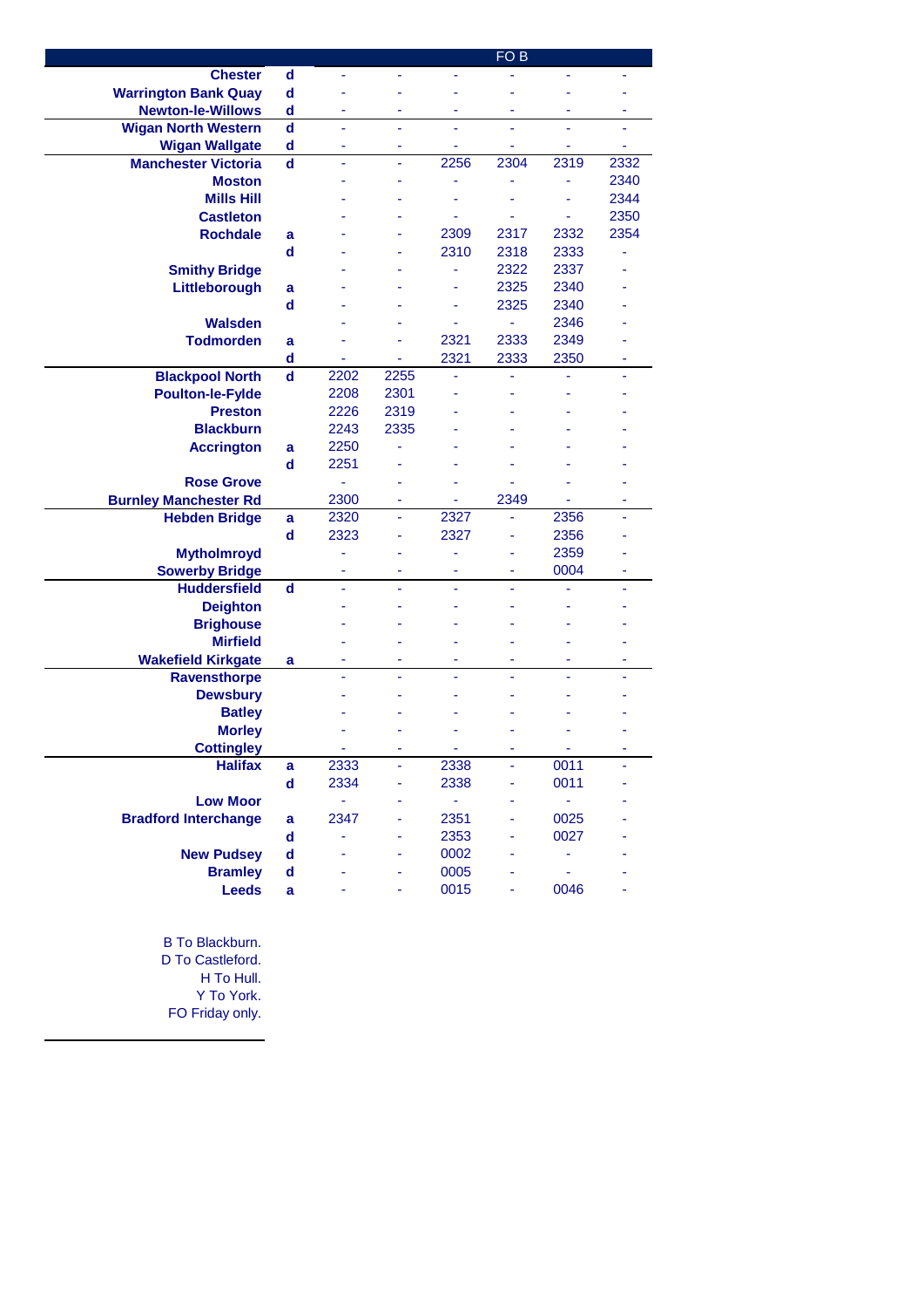| | | | | | FO B | | |
|---|---|---|---|---|---|---|---|
| Chester | d | - | - | - | - | - | - |
| Warrington Bank Quay | d | - | - | - | - | - | - |
| Newton-le-Willows | d | - | - | - | - | - | - |
| Wigan North Western | d | - | - | - | - | - | - |
| Wigan Wallgate | d | - | - | - | - | - | - |
| Manchester Victoria | d | - | - | 2256 | 2304 | 2319 | 2332 |
| Moston | | - | - | - | - | - | 2340 |
| Mills Hill | | - | - | - | - | - | 2344 |
| Castleton | | - | - | - | - | - | 2350 |
| Rochdale | a | - | - | 2309 | 2317 | 2332 | 2354 |
| | d | - | - | 2310 | 2318 | 2333 | - |
| Smithy Bridge | | - | - | - | 2322 | 2337 | - |
| Littleborough | a | - | - | - | 2325 | 2340 | - |
| | d | - | - | - | 2325 | 2340 | - |
| Walsden | | - | - | - | - | 2346 | - |
| Todmorden | a | - | - | 2321 | 2333 | 2349 | - |
| | d | - | - | 2321 | 2333 | 2350 | - |
| Blackpool North | d | 2202 | 2255 | - | - | - | - |
| Poulton-le-Fylde | | 2208 | 2301 | - | - | - | - |
| Preston | | 2226 | 2319 | - | - | - | - |
| Blackburn | | 2243 | 2335 | - | - | - | - |
| Accrington | a | 2250 | - | - | - | - | - |
| | d | 2251 | - | - | - | - | - |
| Rose Grove | | - | - | - | - | - | - |
| Burnley Manchester Rd | | 2300 | - | - | 2349 | - | - |
| Hebden Bridge | a | 2320 | - | 2327 | - | 2356 | - |
| | d | 2323 | - | 2327 | - | 2356 | - |
| Mytholmroyd | | - | - | - | - | 2359 | - |
| Sowerby Bridge | | - | - | - | - | 0004 | - |
| Huddersfield | d | - | - | - | - | - | - |
| Deighton | | - | - | - | - | - | - |
| Brighouse | | - | - | - | - | - | - |
| Mirfield | | - | - | - | - | - | - |
| Wakefield Kirkgate | a | - | - | - | - | - | - |
| Ravensthorpe | | - | - | - | - | - | - |
| Dewsbury | | - | - | - | - | - | - |
| Batley | | - | - | - | - | - | - |
| Morley | | - | - | - | - | - | - |
| Cottingley | | - | - | - | - | - | - |
| Halifax | a | 2333 | - | 2338 | - | 0011 | - |
| | d | 2334 | - | 2338 | - | 0011 | - |
| Low Moor | | - | - | - | - | - | - |
| Bradford Interchange | a | 2347 | - | 2351 | - | 0025 | - |
| | d | - | - | 2353 | - | 0027 | - |
| New Pudsey | d | - | - | 0002 | - | - | - |
| Bramley | d | - | - | 0005 | - | - | - |
| Leeds | a | - | - | 0015 | - | 0046 | - |

B To Blackburn.
D To Castleford.
H To Hull.
Y To York.
FO Friday only.